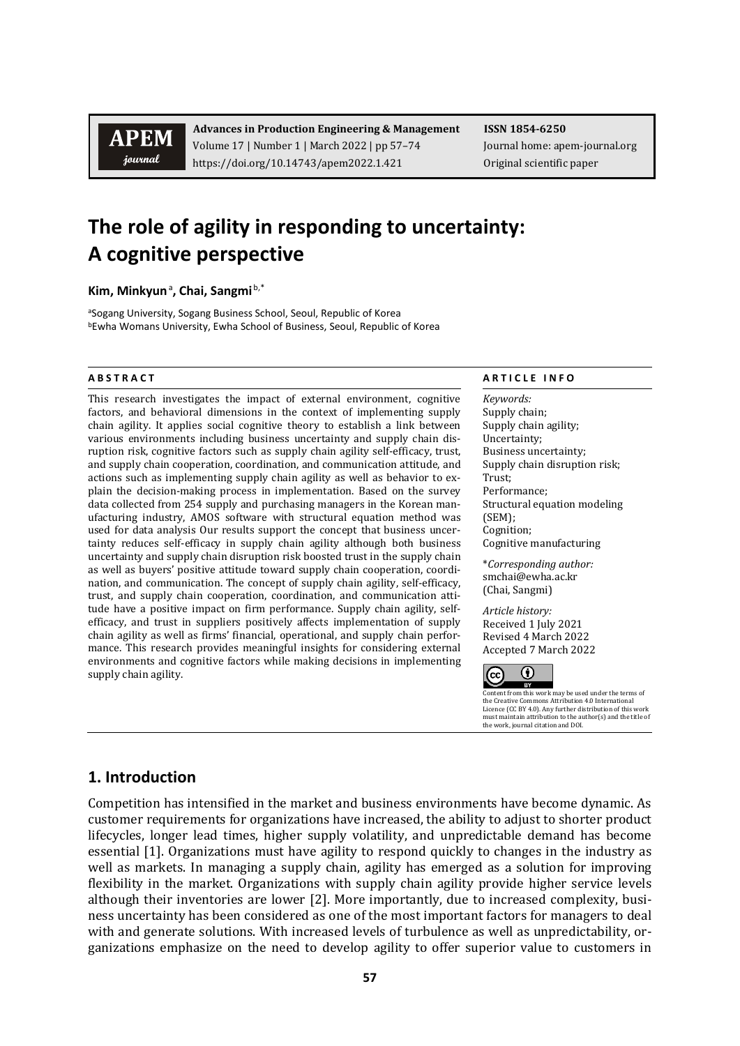# The role of agility in responding to uncertainty: A cognitive perspective

**Kim, Minkyun**[a], **Chai, Sangmi**[b,*]

[a]Sogang University, Sogang Business School, Seoul, Republic of Korea
[b]Ewha Womans University, Ewha School of Business, Seoul, Republic of Korea

**A B S T R A C T**

This research investigates the impact of external environment, cognitive factors, and behavioral dimensions in the context of implementing supply chain agility. It applies social cognitive theory to establish a link between various environments including business uncertainty and supply chain disruption risk, cognitive factors such as supply chain agility self-efficacy, trust, and supply chain cooperation, coordination, and communication attitude, and actions such as implementing supply chain agility as well as behavior to explain the decision-making process in implementation. Based on the survey data collected from 254 supply and purchasing managers in the Korean manufacturing industry, AMOS software with structural equation method was used for data analysis Our results support the concept that business uncertainty reduces self-efficacy in supply chain agility although both business uncertainty and supply chain disruption risk boosted trust in the supply chain as well as buyers' positive attitude toward supply chain cooperation, coordination, and communication. The concept of supply chain agility, self-efficacy, trust, and supply chain cooperation, coordination, and communication attitude have a positive impact on firm performance. Supply chain agility, self-efficacy, and trust in suppliers positively affects implementation of supply chain agility as well as firms' financial, operational, and supply chain performance. This research provides meaningful insights for considering external environments and cognitive factors while making decisions in implementing supply chain agility.

**A R T I C L E I N F O**

*Keywords:*
Supply chain;
Supply chain agility;
Uncertainty;
Business uncertainty;
Supply chain disruption risk;
Trust;
Performance;
Structural equation modeling (SEM);
Cognition;
Cognitive manufacturing

*\*Corresponding author:*
smchai@ewha.ac.kr
(Chai, Sangmi)

*Article history:*
Received 1 July 2021
Revised 4 March 2022
Accepted 7 March 2022

Content from this work may be used under the terms of the Creative Commons Attribution 4.0 International Licence (CC BY 4.0). Any further distribution of this work must maintain attribution to the author(s) and the title of the work, journal citation and DOI.

## 1. Introduction

Competition has intensified in the market and business environments have become dynamic. As customer requirements for organizations have increased, the ability to adjust to shorter product lifecycles, longer lead times, higher supply volatility, and unpredictable demand has become essential [1]. Organizations must have agility to respond quickly to changes in the industry as well as markets. In managing a supply chain, agility has emerged as a solution for improving flexibility in the market. Organizations with supply chain agility provide higher service levels although their inventories are lower [2]. More importantly, due to increased complexity, business uncertainty has been considered as one of the most important factors for managers to deal with and generate solutions. With increased levels of turbulence as well as unpredictability, organizations emphasize on the need to develop agility to offer superior value to customers in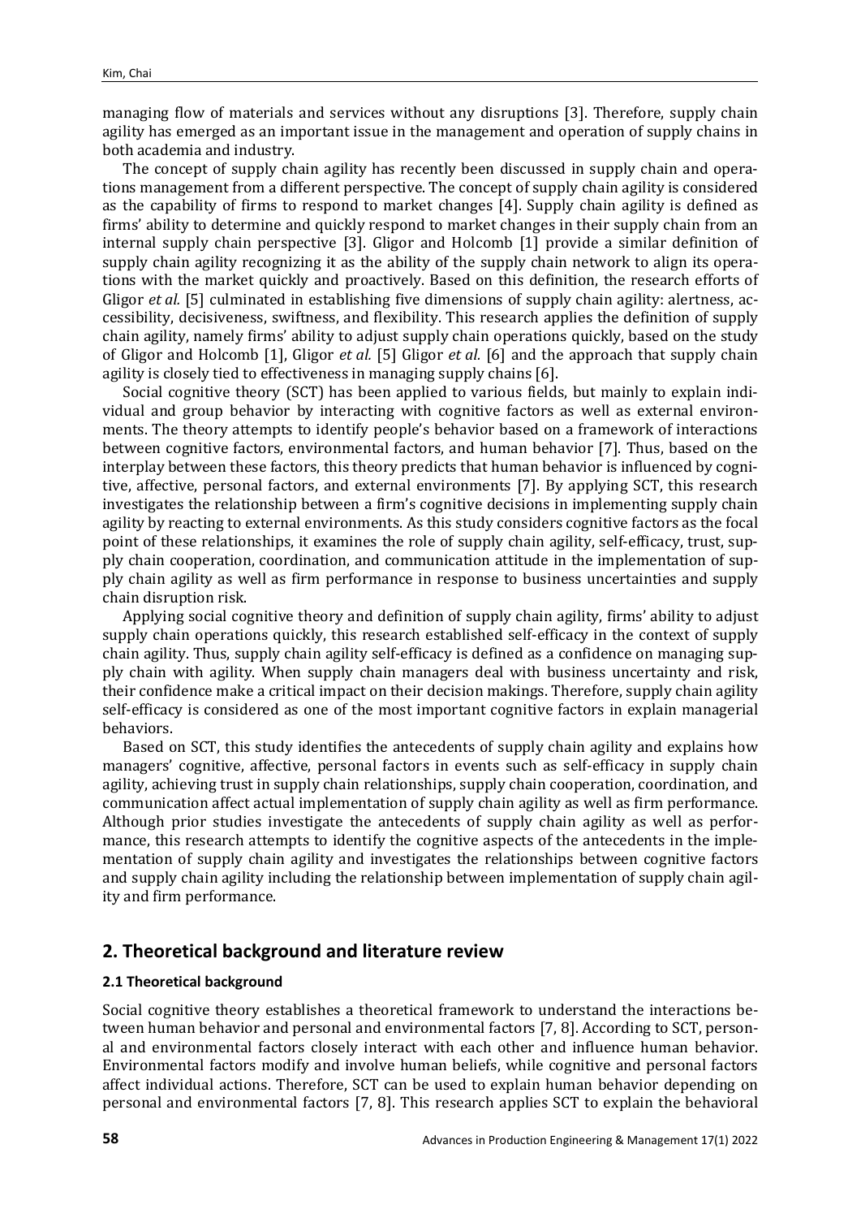managing flow of materials and services without any disruptions [3]. Therefore, supply chain agility has emerged as an important issue in the management and operation of supply chains in both academia and industry.

The concept of supply chain agility has recently been discussed in supply chain and operations management from a different perspective. The concept of supply chain agility is considered as the capability of firms to respond to market changes [4]. Supply chain agility is defined as firms' ability to determine and quickly respond to market changes in their supply chain from an internal supply chain perspective [3]. Gligor and Holcomb [1] provide a similar definition of supply chain agility recognizing it as the ability of the supply chain network to align its operations with the market quickly and proactively. Based on this definition, the research efforts of Gligor *et al.* [5] culminated in establishing five dimensions of supply chain agility: alertness, accessibility, decisiveness, swiftness, and flexibility. This research applies the definition of supply chain agility, namely firms' ability to adjust supply chain operations quickly, based on the study of Gligor and Holcomb [1], Gligor *et al.* [5] Gligor *et al.* [6] and the approach that supply chain agility is closely tied to effectiveness in managing supply chains [6].

Social cognitive theory (SCT) has been applied to various fields, but mainly to explain individual and group behavior by interacting with cognitive factors as well as external environments. The theory attempts to identify people's behavior based on a framework of interactions between cognitive factors, environmental factors, and human behavior [7]. Thus, based on the interplay between these factors, this theory predicts that human behavior is influenced by cognitive, affective, personal factors, and external environments [7]. By applying SCT, this research investigates the relationship between a firm's cognitive decisions in implementing supply chain agility by reacting to external environments. As this study considers cognitive factors as the focal point of these relationships, it examines the role of supply chain agility, self-efficacy, trust, supply chain cooperation, coordination, and communication attitude in the implementation of supply chain agility as well as firm performance in response to business uncertainties and supply chain disruption risk.

Applying social cognitive theory and definition of supply chain agility, firms' ability to adjust supply chain operations quickly, this research established self-efficacy in the context of supply chain agility. Thus, supply chain agility self-efficacy is defined as a confidence on managing supply chain with agility. When supply chain managers deal with business uncertainty and risk, their confidence make a critical impact on their decision makings. Therefore, supply chain agility self-efficacy is considered as one of the most important cognitive factors in explain managerial behaviors.

Based on SCT, this study identifies the antecedents of supply chain agility and explains how managers' cognitive, affective, personal factors in events such as self-efficacy in supply chain agility, achieving trust in supply chain relationships, supply chain cooperation, coordination, and communication affect actual implementation of supply chain agility as well as firm performance. Although prior studies investigate the antecedents of supply chain agility as well as performance, this research attempts to identify the cognitive aspects of the antecedents in the implementation of supply chain agility and investigates the relationships between cognitive factors and supply chain agility including the relationship between implementation of supply chain agility and firm performance.

## 2. Theoretical background and literature review

### 2.1 Theoretical background

Social cognitive theory establishes a theoretical framework to understand the interactions between human behavior and personal and environmental factors [7, 8]. According to SCT, personal and environmental factors closely interact with each other and influence human behavior. Environmental factors modify and involve human beliefs, while cognitive and personal factors affect individual actions. Therefore, SCT can be used to explain human behavior depending on personal and environmental factors [7, 8]. This research applies SCT to explain the behavioral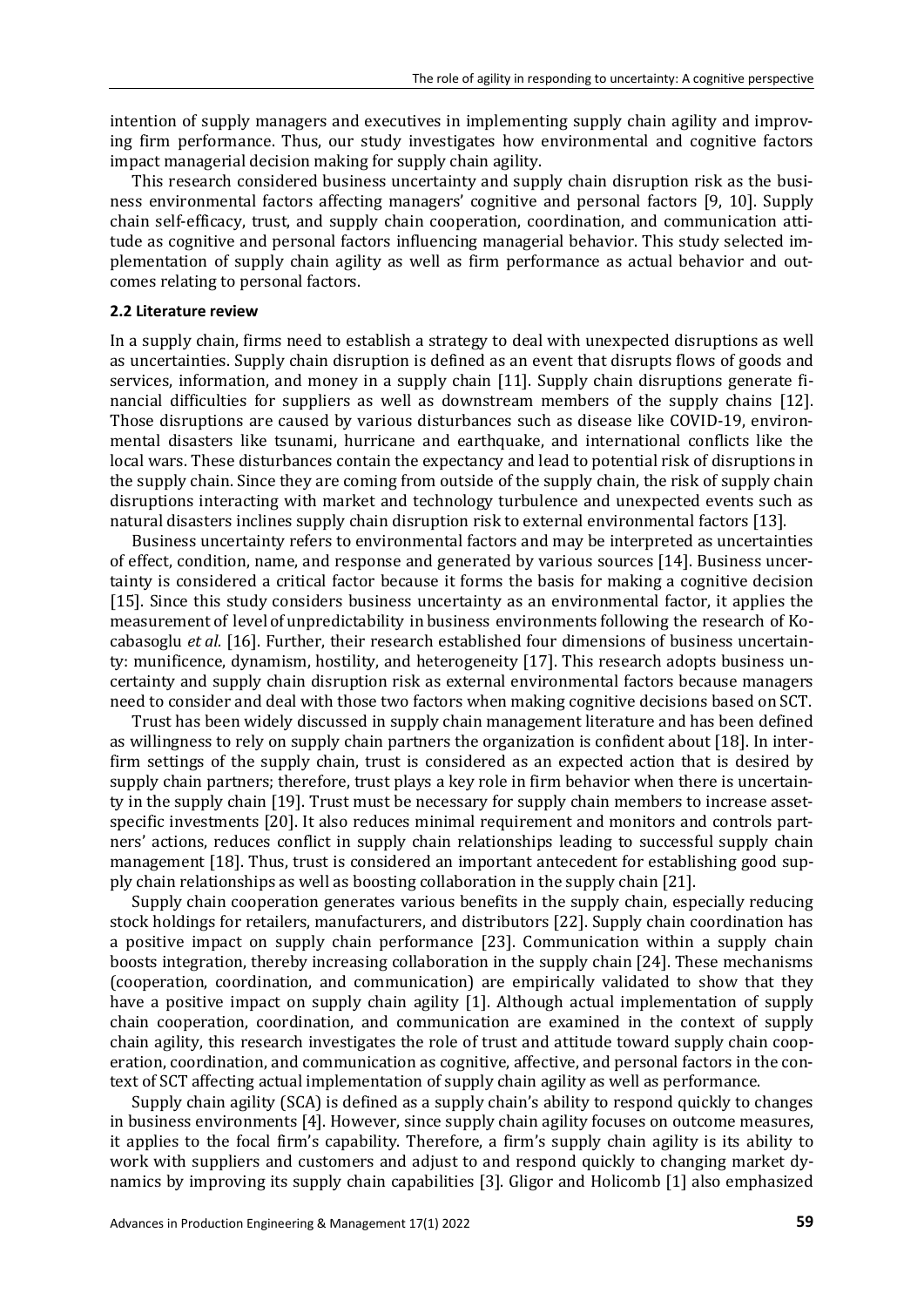intention of supply managers and executives in implementing supply chain agility and improving firm performance. Thus, our study investigates how environmental and cognitive factors impact managerial decision making for supply chain agility.

This research considered business uncertainty and supply chain disruption risk as the business environmental factors affecting managers' cognitive and personal factors [9, 10]. Supply chain self-efficacy, trust, and supply chain cooperation, coordination, and communication attitude as cognitive and personal factors influencing managerial behavior. This study selected implementation of supply chain agility as well as firm performance as actual behavior and outcomes relating to personal factors.

### 2.2 Literature review

In a supply chain, firms need to establish a strategy to deal with unexpected disruptions as well as uncertainties. Supply chain disruption is defined as an event that disrupts flows of goods and services, information, and money in a supply chain [11]. Supply chain disruptions generate financial difficulties for suppliers as well as downstream members of the supply chains [12]. Those disruptions are caused by various disturbances such as disease like COVID-19, environmental disasters like tsunami, hurricane and earthquake, and international conflicts like the local wars. These disturbances contain the expectancy and lead to potential risk of disruptions in the supply chain. Since they are coming from outside of the supply chain, the risk of supply chain disruptions interacting with market and technology turbulence and unexpected events such as natural disasters inclines supply chain disruption risk to external environmental factors [13].

Business uncertainty refers to environmental factors and may be interpreted as uncertainties of effect, condition, name, and response and generated by various sources [14]. Business uncertainty is considered a critical factor because it forms the basis for making a cognitive decision [15]. Since this study considers business uncertainty as an environmental factor, it applies the measurement of level of unpredictability in business environments following the research of Kocabasoglu *et al.* [16]. Further, their research established four dimensions of business uncertainty: munificence, dynamism, hostility, and heterogeneity [17]. This research adopts business uncertainty and supply chain disruption risk as external environmental factors because managers need to consider and deal with those two factors when making cognitive decisions based on SCT.

Trust has been widely discussed in supply chain management literature and has been defined as willingness to rely on supply chain partners the organization is confident about [18]. In inter-firm settings of the supply chain, trust is considered as an expected action that is desired by supply chain partners; therefore, trust plays a key role in firm behavior when there is uncertainty in the supply chain [19]. Trust must be necessary for supply chain members to increase asset-specific investments [20]. It also reduces minimal requirement and monitors and controls partners' actions, reduces conflict in supply chain relationships leading to successful supply chain management [18]. Thus, trust is considered an important antecedent for establishing good supply chain relationships as well as boosting collaboration in the supply chain [21].

Supply chain cooperation generates various benefits in the supply chain, especially reducing stock holdings for retailers, manufacturers, and distributors [22]. Supply chain coordination has a positive impact on supply chain performance [23]. Communication within a supply chain boosts integration, thereby increasing collaboration in the supply chain [24]. These mechanisms (cooperation, coordination, and communication) are empirically validated to show that they have a positive impact on supply chain agility [1]. Although actual implementation of supply chain cooperation, coordination, and communication are examined in the context of supply chain agility, this research investigates the role of trust and attitude toward supply chain cooperation, coordination, and communication as cognitive, affective, and personal factors in the context of SCT affecting actual implementation of supply chain agility as well as performance.

Supply chain agility (SCA) is defined as a supply chain's ability to respond quickly to changes in business environments [4]. However, since supply chain agility focuses on outcome measures, it applies to the focal firm's capability. Therefore, a firm's supply chain agility is its ability to work with suppliers and customers and adjust to and respond quickly to changing market dynamics by improving its supply chain capabilities [3]. Gligor and Holicomb [1] also emphasized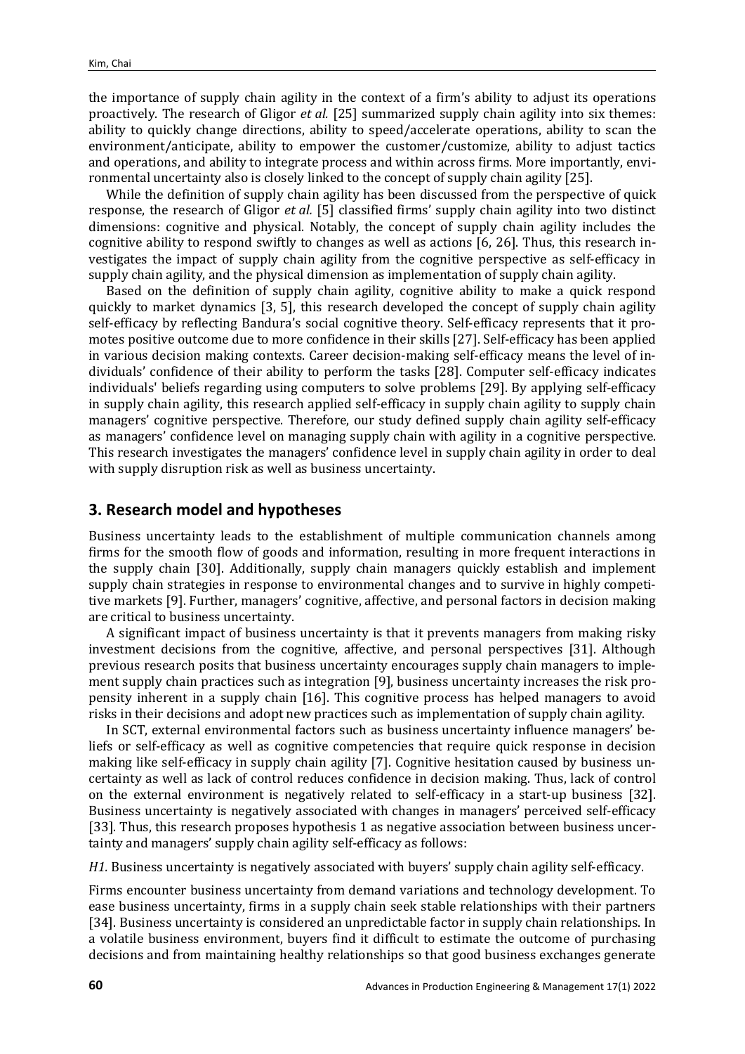the importance of supply chain agility in the context of a firm's ability to adjust its operations proactively. The research of Gligor *et al.* [25] summarized supply chain agility into six themes: ability to quickly change directions, ability to speed/accelerate operations, ability to scan the environment/anticipate, ability to empower the customer/customize, ability to adjust tactics and operations, and ability to integrate process and within across firms. More importantly, environmental uncertainty also is closely linked to the concept of supply chain agility [25].

While the definition of supply chain agility has been discussed from the perspective of quick response, the research of Gligor *et al.* [5] classified firms' supply chain agility into two distinct dimensions: cognitive and physical. Notably, the concept of supply chain agility includes the cognitive ability to respond swiftly to changes as well as actions [6, 26]. Thus, this research investigates the impact of supply chain agility from the cognitive perspective as self-efficacy in supply chain agility, and the physical dimension as implementation of supply chain agility.

Based on the definition of supply chain agility, cognitive ability to make a quick respond quickly to market dynamics [3, 5], this research developed the concept of supply chain agility self-efficacy by reflecting Bandura's social cognitive theory. Self-efficacy represents that it promotes positive outcome due to more confidence in their skills [27]. Self-efficacy has been applied in various decision making contexts. Career decision-making self-efficacy means the level of individuals' confidence of their ability to perform the tasks [28]. Computer self-efficacy indicates individuals' beliefs regarding using computers to solve problems [29]. By applying self-efficacy in supply chain agility, this research applied self-efficacy in supply chain agility to supply chain managers' cognitive perspective. Therefore, our study defined supply chain agility self-efficacy as managers' confidence level on managing supply chain with agility in a cognitive perspective. This research investigates the managers' confidence level in supply chain agility in order to deal with supply disruption risk as well as business uncertainty.

## 3. Research model and hypotheses

Business uncertainty leads to the establishment of multiple communication channels among firms for the smooth flow of goods and information, resulting in more frequent interactions in the supply chain [30]. Additionally, supply chain managers quickly establish and implement supply chain strategies in response to environmental changes and to survive in highly competitive markets [9]. Further, managers' cognitive, affective, and personal factors in decision making are critical to business uncertainty.

A significant impact of business uncertainty is that it prevents managers from making risky investment decisions from the cognitive, affective, and personal perspectives [31]. Although previous research posits that business uncertainty encourages supply chain managers to implement supply chain practices such as integration [9], business uncertainty increases the risk propensity inherent in a supply chain [16]. This cognitive process has helped managers to avoid risks in their decisions and adopt new practices such as implementation of supply chain agility.

In SCT, external environmental factors such as business uncertainty influence managers' beliefs or self-efficacy as well as cognitive competencies that require quick response in decision making like self-efficacy in supply chain agility [7]. Cognitive hesitation caused by business uncertainty as well as lack of control reduces confidence in decision making. Thus, lack of control on the external environment is negatively related to self-efficacy in a start-up business [32]. Business uncertainty is negatively associated with changes in managers' perceived self-efficacy [33]. Thus, this research proposes hypothesis 1 as negative association between business uncertainty and managers' supply chain agility self-efficacy as follows:

*H1.* Business uncertainty is negatively associated with buyers' supply chain agility self-efficacy.

Firms encounter business uncertainty from demand variations and technology development. To ease business uncertainty, firms in a supply chain seek stable relationships with their partners [34]. Business uncertainty is considered an unpredictable factor in supply chain relationships. In a volatile business environment, buyers find it difficult to estimate the outcome of purchasing decisions and from maintaining healthy relationships so that good business exchanges generate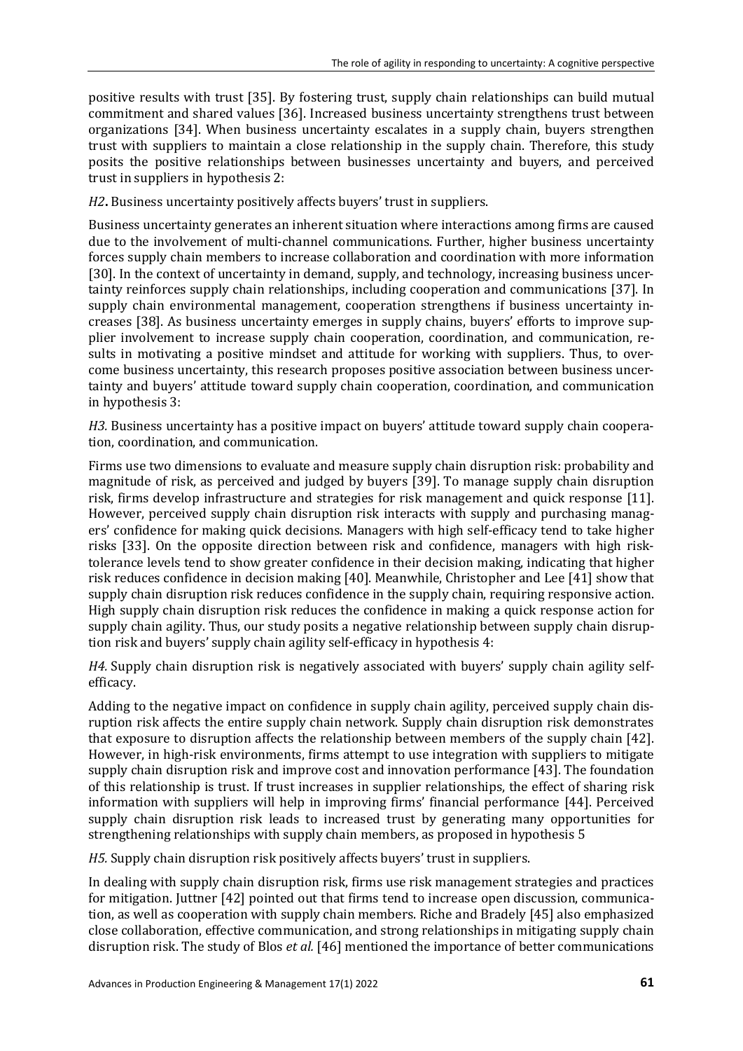positive results with trust [35]. By fostering trust, supply chain relationships can build mutual commitment and shared values [36]. Increased business uncertainty strengthens trust between organizations [34]. When business uncertainty escalates in a supply chain, buyers strengthen trust with suppliers to maintain a close relationship in the supply chain. Therefore, this study posits the positive relationships between businesses uncertainty and buyers, and perceived trust in suppliers in hypothesis 2:

*H2***.** Business uncertainty positively affects buyers' trust in suppliers.

Business uncertainty generates an inherent situation where interactions among firms are caused due to the involvement of multi-channel communications. Further, higher business uncertainty forces supply chain members to increase collaboration and coordination with more information [30]. In the context of uncertainty in demand, supply, and technology, increasing business uncertainty reinforces supply chain relationships, including cooperation and communications [37]. In supply chain environmental management, cooperation strengthens if business uncertainty increases [38]. As business uncertainty emerges in supply chains, buyers' efforts to improve supplier involvement to increase supply chain cooperation, coordination, and communication, results in motivating a positive mindset and attitude for working with suppliers. Thus, to overcome business uncertainty, this research proposes positive association between business uncertainty and buyers' attitude toward supply chain cooperation, coordination, and communication in hypothesis 3:

*H3.* Business uncertainty has a positive impact on buyers' attitude toward supply chain cooperation, coordination, and communication.

Firms use two dimensions to evaluate and measure supply chain disruption risk: probability and magnitude of risk, as perceived and judged by buyers [39]. To manage supply chain disruption risk, firms develop infrastructure and strategies for risk management and quick response [11]. However, perceived supply chain disruption risk interacts with supply and purchasing managers' confidence for making quick decisions. Managers with high self-efficacy tend to take higher risks [33]. On the opposite direction between risk and confidence, managers with high risk-tolerance levels tend to show greater confidence in their decision making, indicating that higher risk reduces confidence in decision making [40]. Meanwhile, Christopher and Lee [41] show that supply chain disruption risk reduces confidence in the supply chain, requiring responsive action. High supply chain disruption risk reduces the confidence in making a quick response action for supply chain agility. Thus, our study posits a negative relationship between supply chain disruption risk and buyers' supply chain agility self-efficacy in hypothesis 4:

*H4.* Supply chain disruption risk is negatively associated with buyers' supply chain agility self-efficacy.

Adding to the negative impact on confidence in supply chain agility, perceived supply chain disruption risk affects the entire supply chain network. Supply chain disruption risk demonstrates that exposure to disruption affects the relationship between members of the supply chain [42]. However, in high-risk environments, firms attempt to use integration with suppliers to mitigate supply chain disruption risk and improve cost and innovation performance [43]. The foundation of this relationship is trust. If trust increases in supplier relationships, the effect of sharing risk information with suppliers will help in improving firms' financial performance [44]. Perceived supply chain disruption risk leads to increased trust by generating many opportunities for strengthening relationships with supply chain members, as proposed in hypothesis 5

*H5.* Supply chain disruption risk positively affects buyers' trust in suppliers.

In dealing with supply chain disruption risk, firms use risk management strategies and practices for mitigation. Juttner [42] pointed out that firms tend to increase open discussion, communication, as well as cooperation with supply chain members. Riche and Bradely [45] also emphasized close collaboration, effective communication, and strong relationships in mitigating supply chain disruption risk. The study of Blos *et al.* [46] mentioned the importance of better communications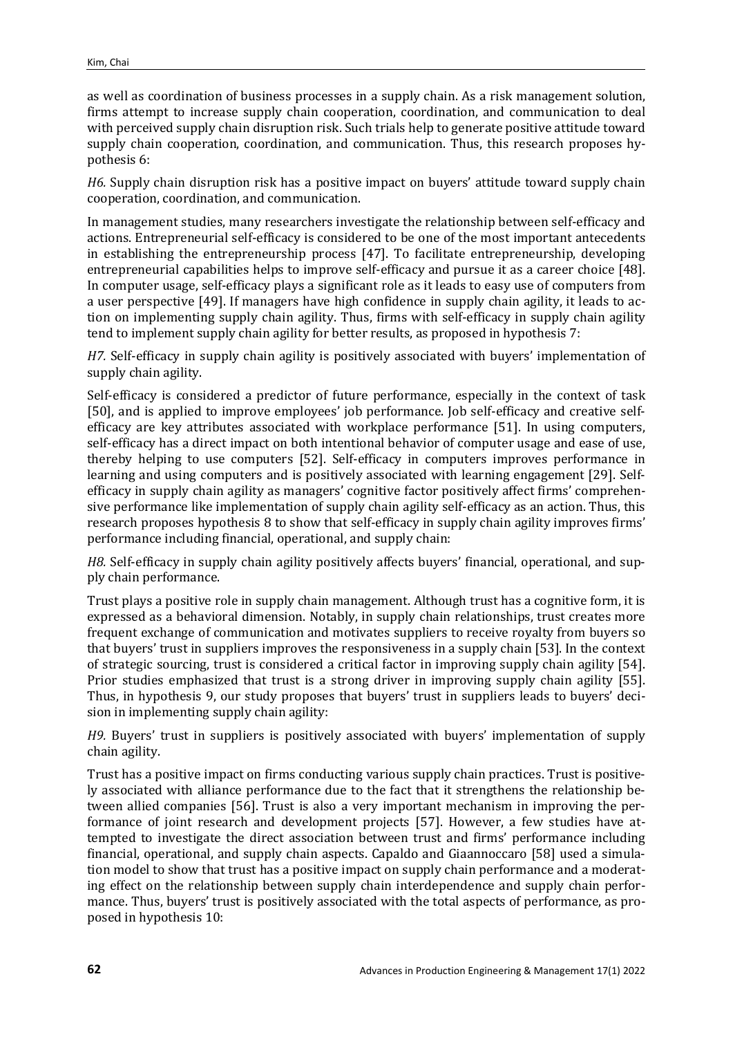as well as coordination of business processes in a supply chain. As a risk management solution, firms attempt to increase supply chain cooperation, coordination, and communication to deal with perceived supply chain disruption risk. Such trials help to generate positive attitude toward supply chain cooperation, coordination, and communication. Thus, this research proposes hypothesis 6:

*H6.* Supply chain disruption risk has a positive impact on buyers' attitude toward supply chain cooperation, coordination, and communication.

In management studies, many researchers investigate the relationship between self-efficacy and actions. Entrepreneurial self-efficacy is considered to be one of the most important antecedents in establishing the entrepreneurship process [47]. To facilitate entrepreneurship, developing entrepreneurial capabilities helps to improve self-efficacy and pursue it as a career choice [48]. In computer usage, self-efficacy plays a significant role as it leads to easy use of computers from a user perspective [49]. If managers have high confidence in supply chain agility, it leads to action on implementing supply chain agility. Thus, firms with self-efficacy in supply chain agility tend to implement supply chain agility for better results, as proposed in hypothesis 7:

*H7.* Self-efficacy in supply chain agility is positively associated with buyers' implementation of supply chain agility.

Self-efficacy is considered a predictor of future performance, especially in the context of task [50], and is applied to improve employees' job performance. Job self-efficacy and creative self-efficacy are key attributes associated with workplace performance [51]. In using computers, self-efficacy has a direct impact on both intentional behavior of computer usage and ease of use, thereby helping to use computers [52]. Self-efficacy in computers improves performance in learning and using computers and is positively associated with learning engagement [29]. Self-efficacy in supply chain agility as managers' cognitive factor positively affect firms' comprehensive performance like implementation of supply chain agility self-efficacy as an action. Thus, this research proposes hypothesis 8 to show that self-efficacy in supply chain agility improves firms' performance including financial, operational, and supply chain:

*H8.* Self-efficacy in supply chain agility positively affects buyers' financial, operational, and supply chain performance.

Trust plays a positive role in supply chain management. Although trust has a cognitive form, it is expressed as a behavioral dimension. Notably, in supply chain relationships, trust creates more frequent exchange of communication and motivates suppliers to receive royalty from buyers so that buyers' trust in suppliers improves the responsiveness in a supply chain [53]. In the context of strategic sourcing, trust is considered a critical factor in improving supply chain agility [54]. Prior studies emphasized that trust is a strong driver in improving supply chain agility [55]. Thus, in hypothesis 9, our study proposes that buyers' trust in suppliers leads to buyers' decision in implementing supply chain agility:

*H9.* Buyers' trust in suppliers is positively associated with buyers' implementation of supply chain agility.

Trust has a positive impact on firms conducting various supply chain practices. Trust is positively associated with alliance performance due to the fact that it strengthens the relationship between allied companies [56]. Trust is also a very important mechanism in improving the performance of joint research and development projects [57]. However, a few studies have attempted to investigate the direct association between trust and firms' performance including financial, operational, and supply chain aspects. Capaldo and Giaannoccaro [58] used a simulation model to show that trust has a positive impact on supply chain performance and a moderating effect on the relationship between supply chain interdependence and supply chain performance. Thus, buyers' trust is positively associated with the total aspects of performance, as proposed in hypothesis 10: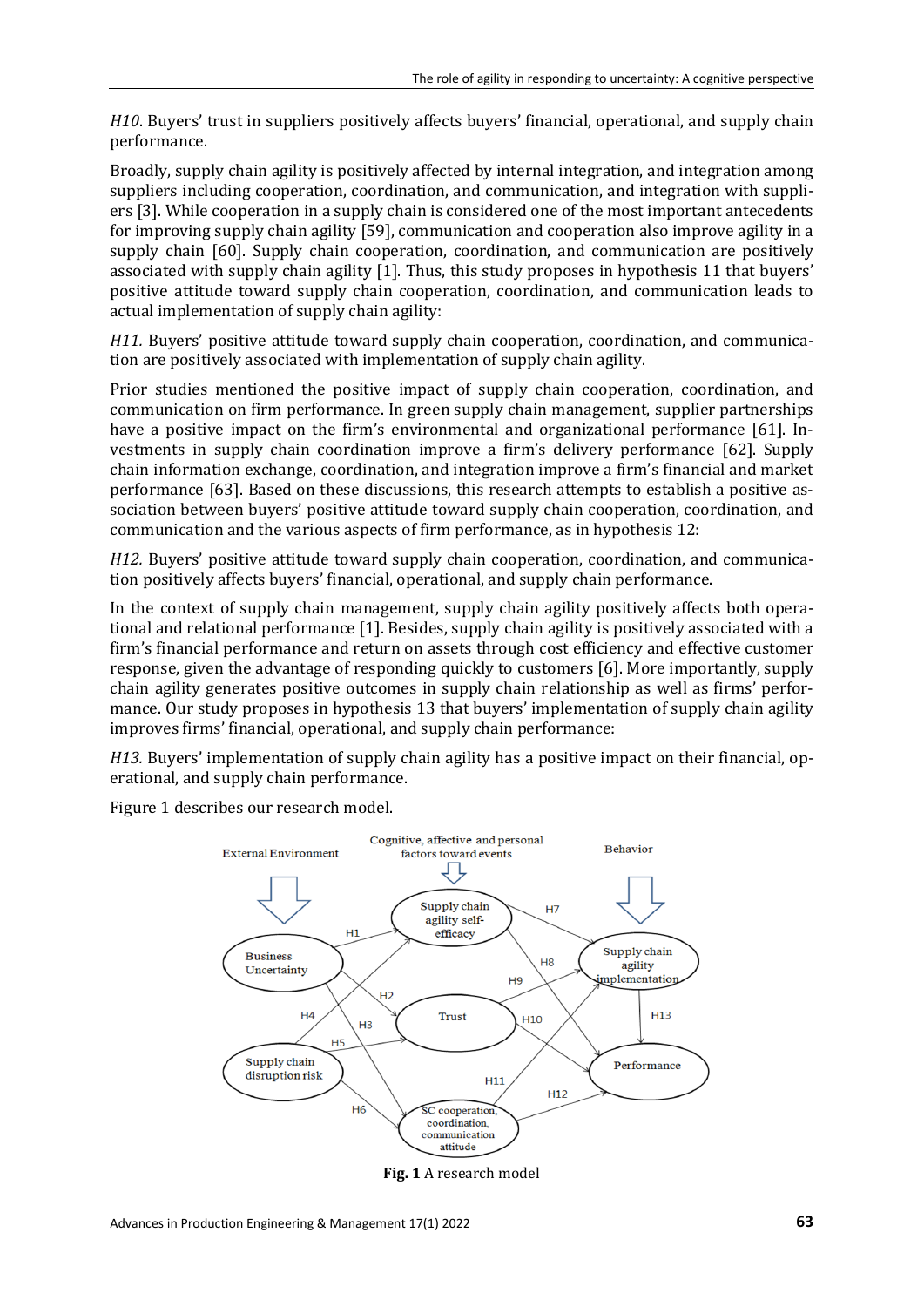*H10.* Buyers' trust in suppliers positively affects buyers' financial, operational, and supply chain performance.

Broadly, supply chain agility is positively affected by internal integration, and integration among suppliers including cooperation, coordination, and communication, and integration with suppliers [3]. While cooperation in a supply chain is considered one of the most important antecedents for improving supply chain agility [59], communication and cooperation also improve agility in a supply chain [60]. Supply chain cooperation, coordination, and communication are positively associated with supply chain agility [1]. Thus, this study proposes in hypothesis 11 that buyers' positive attitude toward supply chain cooperation, coordination, and communication leads to actual implementation of supply chain agility:

*H11.* Buyers' positive attitude toward supply chain cooperation, coordination, and communication are positively associated with implementation of supply chain agility.

Prior studies mentioned the positive impact of supply chain cooperation, coordination, and communication on firm performance. In green supply chain management, supplier partnerships have a positive impact on the firm's environmental and organizational performance [61]. Investments in supply chain coordination improve a firm's delivery performance [62]. Supply chain information exchange, coordination, and integration improve a firm's financial and market performance [63]. Based on these discussions, this research attempts to establish a positive association between buyers' positive attitude toward supply chain cooperation, coordination, and communication and the various aspects of firm performance, as in hypothesis 12:

*H12.* Buyers' positive attitude toward supply chain cooperation, coordination, and communication positively affects buyers' financial, operational, and supply chain performance.

In the context of supply chain management, supply chain agility positively affects both operational and relational performance [1]. Besides, supply chain agility is positively associated with a firm's financial performance and return on assets through cost efficiency and effective customer response, given the advantage of responding quickly to customers [6]. More importantly, supply chain agility generates positive outcomes in supply chain relationship as well as firms' performance. Our study proposes in hypothesis 13 that buyers' implementation of supply chain agility improves firms' financial, operational, and supply chain performance:

*H13.* Buyers' implementation of supply chain agility has a positive impact on their financial, operational, and supply chain performance.

Figure 1 describes our research model.

**Fig. 1** A research model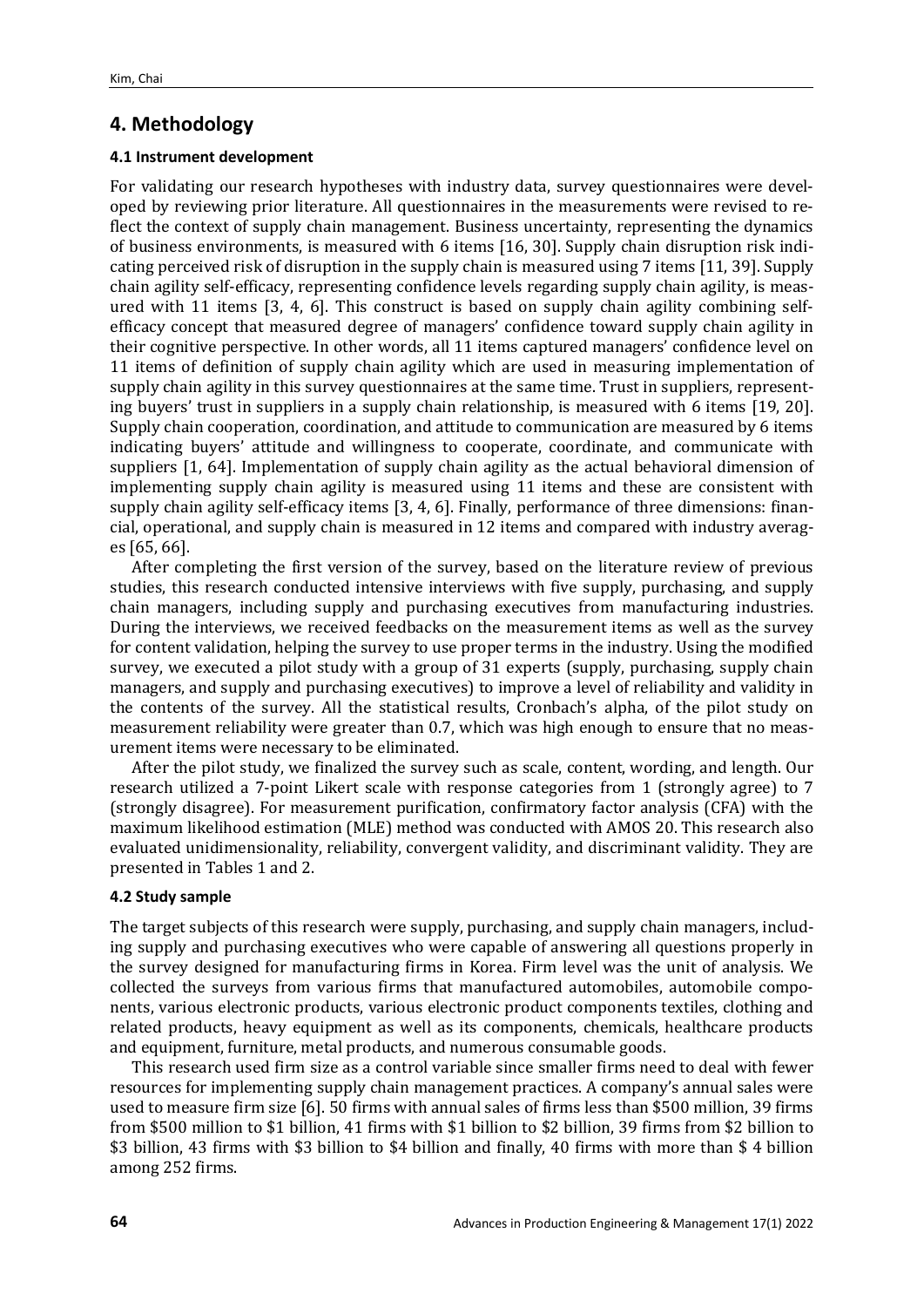## 4. Methodology

### 4.1 Instrument development

For validating our research hypotheses with industry data, survey questionnaires were developed by reviewing prior literature. All questionnaires in the measurements were revised to reflect the context of supply chain management. Business uncertainty, representing the dynamics of business environments, is measured with 6 items [16, 30]. Supply chain disruption risk indicating perceived risk of disruption in the supply chain is measured using 7 items [11, 39]. Supply chain agility self-efficacy, representing confidence levels regarding supply chain agility, is measured with 11 items [3, 4, 6]. This construct is based on supply chain agility combining self-efficacy concept that measured degree of managers' confidence toward supply chain agility in their cognitive perspective. In other words, all 11 items captured managers' confidence level on 11 items of definition of supply chain agility which are used in measuring implementation of supply chain agility in this survey questionnaires at the same time. Trust in suppliers, representing buyers' trust in suppliers in a supply chain relationship, is measured with 6 items [19, 20]. Supply chain cooperation, coordination, and attitude to communication are measured by 6 items indicating buyers' attitude and willingness to cooperate, coordinate, and communicate with suppliers [1, 64]. Implementation of supply chain agility as the actual behavioral dimension of implementing supply chain agility is measured using 11 items and these are consistent with supply chain agility self-efficacy items [3, 4, 6]. Finally, performance of three dimensions: financial, operational, and supply chain is measured in 12 items and compared with industry averages [65, 66].

After completing the first version of the survey, based on the literature review of previous studies, this research conducted intensive interviews with five supply, purchasing, and supply chain managers, including supply and purchasing executives from manufacturing industries. During the interviews, we received feedbacks on the measurement items as well as the survey for content validation, helping the survey to use proper terms in the industry. Using the modified survey, we executed a pilot study with a group of 31 experts (supply, purchasing, supply chain managers, and supply and purchasing executives) to improve a level of reliability and validity in the contents of the survey. All the statistical results, Cronbach's alpha, of the pilot study on measurement reliability were greater than 0.7, which was high enough to ensure that no measurement items were necessary to be eliminated.

After the pilot study, we finalized the survey such as scale, content, wording, and length. Our research utilized a 7-point Likert scale with response categories from 1 (strongly agree) to 7 (strongly disagree). For measurement purification, confirmatory factor analysis (CFA) with the maximum likelihood estimation (MLE) method was conducted with AMOS 20. This research also evaluated unidimensionality, reliability, convergent validity, and discriminant validity. They are presented in Tables 1 and 2.

### 4.2 Study sample

The target subjects of this research were supply, purchasing, and supply chain managers, including supply and purchasing executives who were capable of answering all questions properly in the survey designed for manufacturing firms in Korea. Firm level was the unit of analysis. We collected the surveys from various firms that manufactured automobiles, automobile components, various electronic products, various electronic product components textiles, clothing and related products, heavy equipment as well as its components, chemicals, healthcare products and equipment, furniture, metal products, and numerous consumable goods.

This research used firm size as a control variable since smaller firms need to deal with fewer resources for implementing supply chain management practices. A company's annual sales were used to measure firm size [6]. 50 firms with annual sales of firms less than $500 million, 39 firms from $500 million to $1 billion, 41 firms with $1 billion to $2 billion, 39 firms from $2 billion to $3 billion, 43 firms with $3 billion to $4 billion and finally, 40 firms with more than $ 4 billion among 252 firms.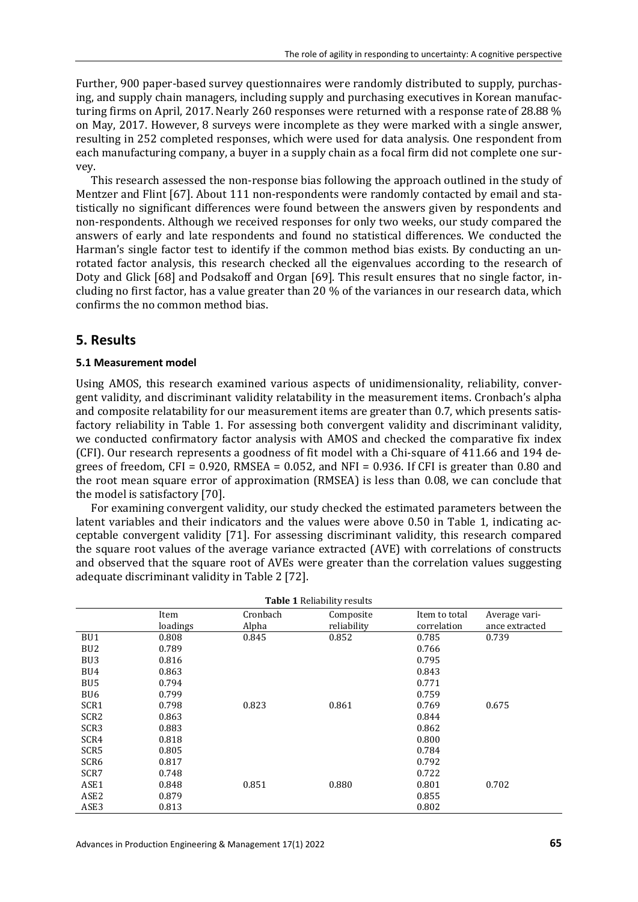Further, 900 paper-based survey questionnaires were randomly distributed to supply, purchasing, and supply chain managers, including supply and purchasing executives in Korean manufacturing firms on April, 2017. Nearly 260 responses were returned with a response rate of 28.88 % on May, 2017. However, 8 surveys were incomplete as they were marked with a single answer, resulting in 252 completed responses, which were used for data analysis. One respondent from each manufacturing company, a buyer in a supply chain as a focal firm did not complete one survey.

This research assessed the non-response bias following the approach outlined in the study of Mentzer and Flint [67]. About 111 non-respondents were randomly contacted by email and statistically no significant differences were found between the answers given by respondents and non-respondents. Although we received responses for only two weeks, our study compared the answers of early and late respondents and found no statistical differences. We conducted the Harman's single factor test to identify if the common method bias exists. By conducting an unrotated factor analysis, this research checked all the eigenvalues according to the research of Doty and Glick [68] and Podsakoff and Organ [69]. This result ensures that no single factor, including no first factor, has a value greater than 20 % of the variances in our research data, which confirms the no common method bias.

## 5. Results

### 5.1 Measurement model

Using AMOS, this research examined various aspects of unidimensionality, reliability, convergent validity, and discriminant validity relatability in the measurement items. Cronbach's alpha and composite relatability for our measurement items are greater than 0.7, which presents satisfactory reliability in Table 1. For assessing both convergent validity and discriminant validity, we conducted confirmatory factor analysis with AMOS and checked the comparative fix index (CFI). Our research represents a goodness of fit model with a Chi-square of 411.66 and 194 degrees of freedom, CFI = 0.920, RMSEA = 0.052, and NFI = 0.936. If CFI is greater than 0.80 and the root mean square error of approximation (RMSEA) is less than 0.08, we can conclude that the model is satisfactory [70].

For examining convergent validity, our study checked the estimated parameters between the latent variables and their indicators and the values were above 0.50 in Table 1, indicating acceptable convergent validity [71]. For assessing discriminant validity, this research compared the square root values of the average variance extracted (AVE) with correlations of constructs and observed that the square root of AVEs were greater than the correlation values suggesting adequate discriminant validity in Table 2 [72].

**Table 1** Reliability results

| | Item loadings | Cronbach Alpha | Composite reliability | Item to total correlation | Average variance extracted |
|---|---|---|---|---|---|
| BU1 | 0.808 | 0.845 | 0.852 | 0.785 | 0.739 |
| BU2 | 0.789 | | | 0.766 | |
| BU3 | 0.816 | | | 0.795 | |
| BU4 | 0.863 | | | 0.843 | |
| BU5 | 0.794 | | | 0.771 | |
| BU6 | 0.799 | | | 0.759 | |
| SCR1 | 0.798 | 0.823 | 0.861 | 0.769 | 0.675 |
| SCR2 | 0.863 | | | 0.844 | |
| SCR3 | 0.883 | | | 0.862 | |
| SCR4 | 0.818 | | | 0.800 | |
| SCR5 | 0.805 | | | 0.784 | |
| SCR6 | 0.817 | | | 0.792 | |
| SCR7 | 0.748 | | | 0.722 | |
| ASE1 | 0.848 | 0.851 | 0.880 | 0.801 | 0.702 |
| ASE2 | 0.879 | | | 0.855 | |
| ASE3 | 0.813 | | | 0.802 | |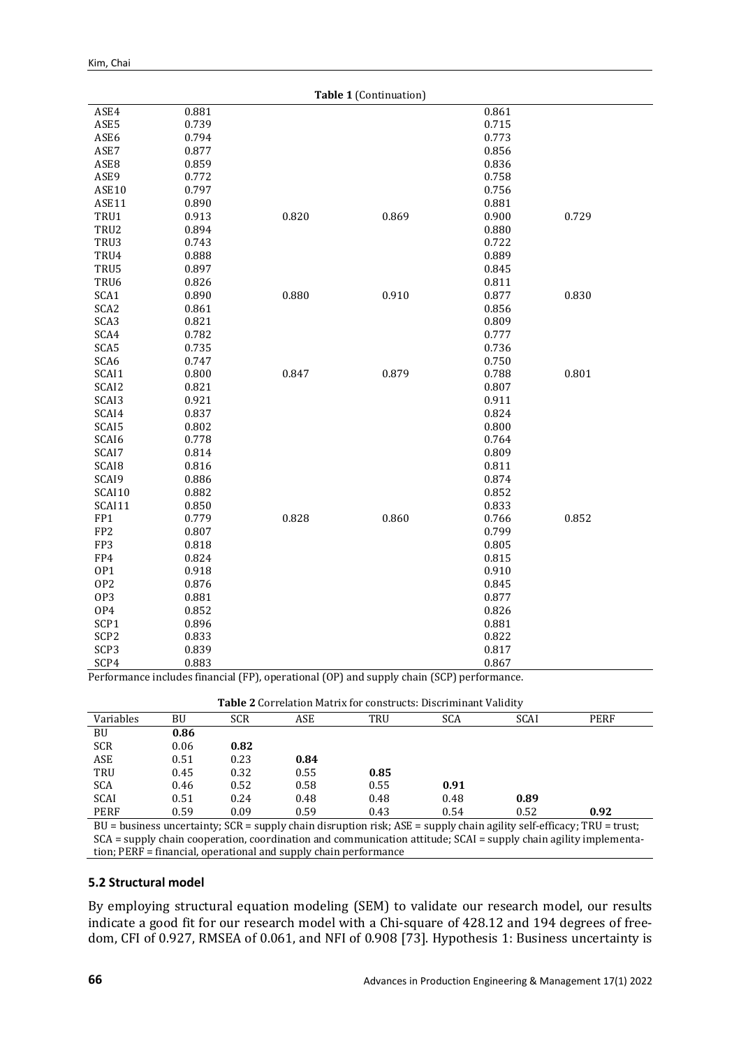**Table 1** (Continuation)

| | | | | | |
|---|---|---|---|---|---|
| ASE4 | 0.881 | | | 0.861 | |
| ASE5 | 0.739 | | | 0.715 | |
| ASE6 | 0.794 | | | 0.773 | |
| ASE7 | 0.877 | | | 0.856 | |
| ASE8 | 0.859 | | | 0.836 | |
| ASE9 | 0.772 | | | 0.758 | |
| ASE10 | 0.797 | | | 0.756 | |
| ASE11 | 0.890 | | | 0.881 | |
| TRU1 | 0.913 | 0.820 | 0.869 | 0.900 | 0.729 |
| TRU2 | 0.894 | | | 0.880 | |
| TRU3 | 0.743 | | | 0.722 | |
| TRU4 | 0.888 | | | 0.889 | |
| TRU5 | 0.897 | | | 0.845 | |
| TRU6 | 0.826 | | | 0.811 | |
| SCA1 | 0.890 | 0.880 | 0.910 | 0.877 | 0.830 |
| SCA2 | 0.861 | | | 0.856 | |
| SCA3 | 0.821 | | | 0.809 | |
| SCA4 | 0.782 | | | 0.777 | |
| SCA5 | 0.735 | | | 0.736 | |
| SCA6 | 0.747 | | | 0.750 | |
| SCAI1 | 0.800 | 0.847 | 0.879 | 0.788 | 0.801 |
| SCAI2 | 0.821 | | | 0.807 | |
| SCAI3 | 0.921 | | | 0.911 | |
| SCAI4 | 0.837 | | | 0.824 | |
| SCAI5 | 0.802 | | | 0.800 | |
| SCAI6 | 0.778 | | | 0.764 | |
| SCAI7 | 0.814 | | | 0.809 | |
| SCAI8 | 0.816 | | | 0.811 | |
| SCAI9 | 0.886 | | | 0.874 | |
| SCAI10 | 0.882 | | | 0.852 | |
| SCAI11 | 0.850 | | | 0.833 | |
| FP1 | 0.779 | 0.828 | 0.860 | 0.766 | 0.852 |
| FP2 | 0.807 | | | 0.799 | |
| FP3 | 0.818 | | | 0.805 | |
| FP4 | 0.824 | | | 0.815 | |
| OP1 | 0.918 | | | 0.910 | |
| OP2 | 0.876 | | | 0.845 | |
| OP3 | 0.881 | | | 0.877 | |
| OP4 | 0.852 | | | 0.826 | |
| SCP1 | 0.896 | | | 0.881 | |
| SCP2 | 0.833 | | | 0.822 | |
| SCP3 | 0.839 | | | 0.817 | |
| SCP4 | 0.883 | | | 0.867 | |

Performance includes financial (FP), operational (OP) and supply chain (SCP) performance.

**Table 2** Correlation Matrix for constructs: Discriminant Validity

| Variables | BU | SCR | ASE | TRU | SCA | SCAI | PERF |
|---|---|---|---|---|---|---|---|
| BU | **0.86** | | | | | | |
| SCR | 0.06 | **0.82** | | | | | |
| ASE | 0.51 | 0.23 | **0.84** | | | | |
| TRU | 0.45 | 0.32 | 0.55 | **0.85** | | | |
| SCA | 0.46 | 0.52 | 0.58 | 0.55 | **0.91** | | |
| SCAI | 0.51 | 0.24 | 0.48 | 0.48 | 0.48 | **0.89** | |
| PERF | 0.59 | 0.09 | 0.59 | 0.43 | 0.54 | 0.52 | **0.92** |

BU = business uncertainty; SCR = supply chain disruption risk; ASE = supply chain agility self-efficacy; TRU = trust; SCA = supply chain cooperation, coordination and communication attitude; SCAI = supply chain agility implementation; PERF = financial, operational and supply chain performance

### 5.2 Structural model

By employing structural equation modeling (SEM) to validate our research model, our results indicate a good fit for our research model with a Chi-square of 428.12 and 194 degrees of freedom, CFI of 0.927, RMSEA of 0.061, and NFI of 0.908 [73]. Hypothesis 1: Business uncertainty is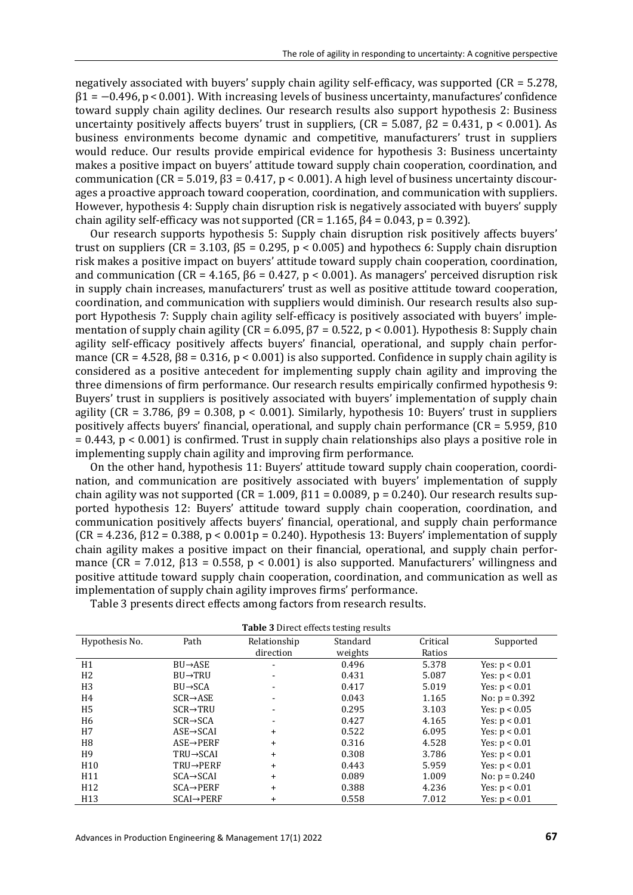negatively associated with buyers' supply chain agility self-efficacy, was supported (CR = 5.278, $\beta 1 = -0.496$, $p < 0.001$). With increasing levels of business uncertainty, manufactures' confidence toward supply chain agility declines. Our research results also support hypothesis 2: Business uncertainty positively affects buyers' trust in suppliers, (CR = 5.087, $\beta 2 = 0.431$, $p < 0.001$). As business environments become dynamic and competitive, manufacturers' trust in suppliers would reduce. Our results provide empirical evidence for hypothesis 3: Business uncertainty makes a positive impact on buyers' attitude toward supply chain cooperation, coordination, and communication (CR = 5.019, $\beta 3 = 0.417$, $p < 0.001$). A high level of business uncertainty discourages a proactive approach toward cooperation, coordination, and communication with suppliers. However, hypothesis 4: Supply chain disruption risk is negatively associated with buyers' supply chain agility self-efficacy was not supported (CR = 1.165, $\beta 4 = 0.043$, $p = 0.392$).

Our research supports hypothesis 5: Supply chain disruption risk positively affects buyers' trust on suppliers (CR = 3.103, $\beta 5 = 0.295$, $p < 0.005$) and hypothecs 6: Supply chain disruption risk makes a positive impact on buyers' attitude toward supply chain cooperation, coordination, and communication (CR = 4.165, $\beta 6 = 0.427$, $p < 0.001$). As managers' perceived disruption risk in supply chain increases, manufacturers' trust as well as positive attitude toward cooperation, coordination, and communication with suppliers would diminish. Our research results also support Hypothesis 7: Supply chain agility self-efficacy is positively associated with buyers' implementation of supply chain agility (CR = 6.095, $\beta 7 = 0.522$, $p < 0.001$). Hypothesis 8: Supply chain agility self-efficacy positively affects buyers' financial, operational, and supply chain performance (CR = 4.528, $\beta 8 = 0.316$, $p < 0.001$) is also supported. Confidence in supply chain agility is considered as a positive antecedent for implementing supply chain agility and improving the three dimensions of firm performance. Our research results empirically confirmed hypothesis 9: Buyers' trust in suppliers is positively associated with buyers' implementation of supply chain agility (CR = 3.786, $\beta 9 = 0.308$, $p < 0.001$). Similarly, hypothesis 10: Buyers' trust in suppliers positively affects buyers' financial, operational, and supply chain performance (CR = 5.959, $\beta 10 = 0.443$, $p < 0.001$) is confirmed. Trust in supply chain relationships also plays a positive role in implementing supply chain agility and improving firm performance.

On the other hand, hypothesis 11: Buyers' attitude toward supply chain cooperation, coordination, and communication are positively associated with buyers' implementation of supply chain agility was not supported (CR = 1.009, $\beta 11 = 0.0089$, $p = 0.240$). Our research results supported hypothesis 12: Buyers' attitude toward supply chain cooperation, coordination, and communication positively affects buyers' financial, operational, and supply chain performance (CR = 4.236, $\beta 12 = 0.388$, $p < 0.001p = 0.240$). Hypothesis 13: Buyers' implementation of supply chain agility makes a positive impact on their financial, operational, and supply chain performance (CR = 7.012, $\beta 13 = 0.558$, $p < 0.001$) is also supported. Manufacturers' willingness and positive attitude toward supply chain cooperation, coordination, and communication as well as implementation of supply chain agility improves firms' performance.

Table 3 presents direct effects among factors from research results.

**Table 3** Direct effects testing results

| Hypothesis No. | Path | Relationship direction | Standard weights | Critical Ratios | Supported |
|---|---|---|---|---|---|
| H1 | BU→ASE | - | 0.496 | 5.378 | Yes: $p < 0.01$ |
| H2 | BU→TRU | - | 0.431 | 5.087 | Yes: $p < 0.01$ |
| H3 | BU→SCA | - | 0.417 | 5.019 | Yes: $p < 0.01$ |
| H4 | SCR→ASE | - | 0.043 | 1.165 | No: $p = 0.392$ |
| H5 | SCR→TRU | - | 0.295 | 3.103 | Yes: $p < 0.05$ |
| H6 | SCR→SCA | - | 0.427 | 4.165 | Yes: $p < 0.01$ |
| H7 | ASE→SCAI | + | 0.522 | 6.095 | Yes: $p < 0.01$ |
| H8 | ASE→PERF | + | 0.316 | 4.528 | Yes: $p < 0.01$ |
| H9 | TRU→SCAI | + | 0.308 | 3.786 | Yes: $p < 0.01$ |
| H10 | TRU→PERF | + | 0.443 | 5.959 | Yes: $p < 0.01$ |
| H11 | SCA→SCAI | + | 0.089 | 1.009 | No: $p = 0.240$ |
| H12 | SCA→PERF | + | 0.388 | 4.236 | Yes: $p < 0.01$ |
| H13 | SCAI→PERF | + | 0.558 | 7.012 | Yes: $p < 0.01$ |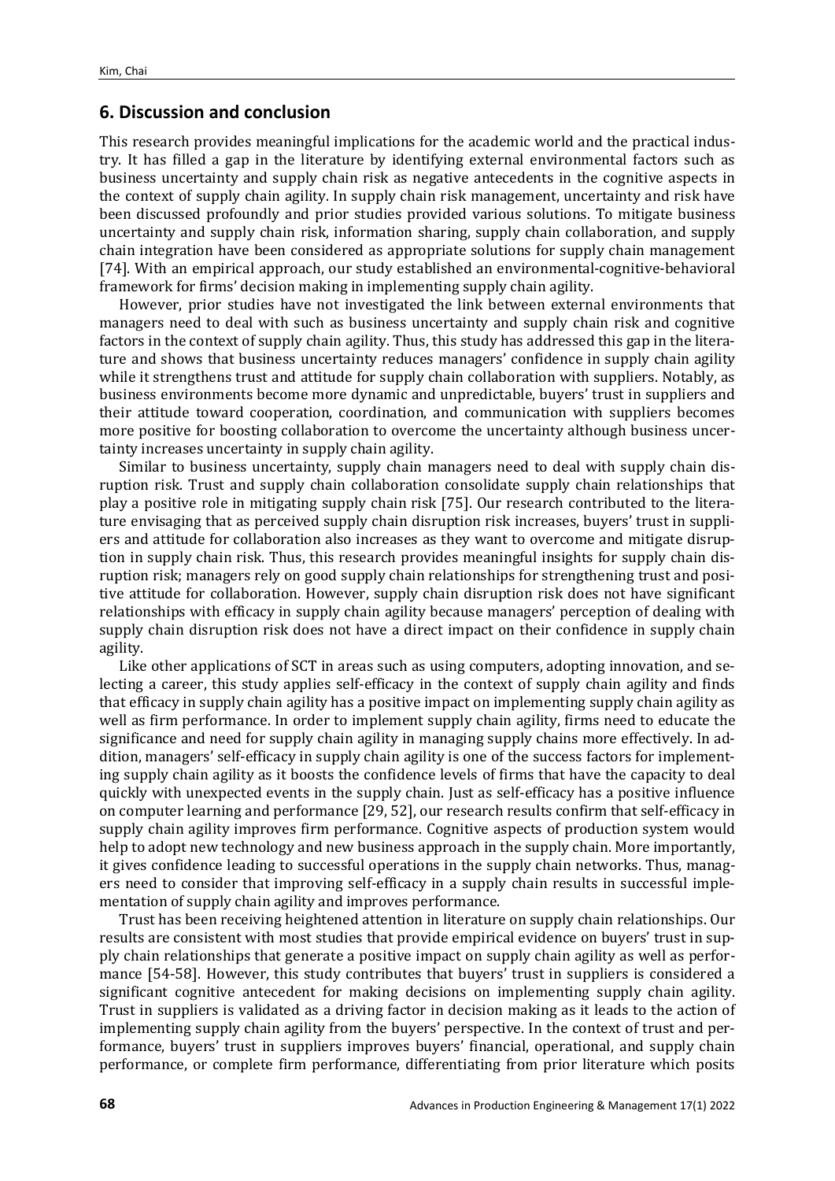## 6. Discussion and conclusion

This research provides meaningful implications for the academic world and the practical industry. It has filled a gap in the literature by identifying external environmental factors such as business uncertainty and supply chain risk as negative antecedents in the cognitive aspects in the context of supply chain agility. In supply chain risk management, uncertainty and risk have been discussed profoundly and prior studies provided various solutions. To mitigate business uncertainty and supply chain risk, information sharing, supply chain collaboration, and supply chain integration have been considered as appropriate solutions for supply chain management [74]. With an empirical approach, our study established an environmental-cognitive-behavioral framework for firms' decision making in implementing supply chain agility.

However, prior studies have not investigated the link between external environments that managers need to deal with such as business uncertainty and supply chain risk and cognitive factors in the context of supply chain agility. Thus, this study has addressed this gap in the literature and shows that business uncertainty reduces managers' confidence in supply chain agility while it strengthens trust and attitude for supply chain collaboration with suppliers. Notably, as business environments become more dynamic and unpredictable, buyers' trust in suppliers and their attitude toward cooperation, coordination, and communication with suppliers becomes more positive for boosting collaboration to overcome the uncertainty although business uncertainty increases uncertainty in supply chain agility.

Similar to business uncertainty, supply chain managers need to deal with supply chain disruption risk. Trust and supply chain collaboration consolidate supply chain relationships that play a positive role in mitigating supply chain risk [75]. Our research contributed to the literature envisaging that as perceived supply chain disruption risk increases, buyers' trust in suppliers and attitude for collaboration also increases as they want to overcome and mitigate disruption in supply chain risk. Thus, this research provides meaningful insights for supply chain disruption risk; managers rely on good supply chain relationships for strengthening trust and positive attitude for collaboration. However, supply chain disruption risk does not have significant relationships with efficacy in supply chain agility because managers' perception of dealing with supply chain disruption risk does not have a direct impact on their confidence in supply chain agility.

Like other applications of SCT in areas such as using computers, adopting innovation, and selecting a career, this study applies self-efficacy in the context of supply chain agility and finds that efficacy in supply chain agility has a positive impact on implementing supply chain agility as well as firm performance. In order to implement supply chain agility, firms need to educate the significance and need for supply chain agility in managing supply chains more effectively. In addition, managers' self-efficacy in supply chain agility is one of the success factors for implementing supply chain agility as it boosts the confidence levels of firms that have the capacity to deal quickly with unexpected events in the supply chain. Just as self-efficacy has a positive influence on computer learning and performance [29, 52], our research results confirm that self-efficacy in supply chain agility improves firm performance. Cognitive aspects of production system would help to adopt new technology and new business approach in the supply chain. More importantly, it gives confidence leading to successful operations in the supply chain networks. Thus, managers need to consider that improving self-efficacy in a supply chain results in successful implementation of supply chain agility and improves performance.

Trust has been receiving heightened attention in literature on supply chain relationships. Our results are consistent with most studies that provide empirical evidence on buyers' trust in supply chain relationships that generate a positive impact on supply chain agility as well as performance [54-58]. However, this study contributes that buyers' trust in suppliers is considered a significant cognitive antecedent for making decisions on implementing supply chain agility. Trust in suppliers is validated as a driving factor in decision making as it leads to the action of implementing supply chain agility from the buyers' perspective. In the context of trust and performance, buyers' trust in suppliers improves buyers' financial, operational, and supply chain performance, or complete firm performance, differentiating from prior literature which posits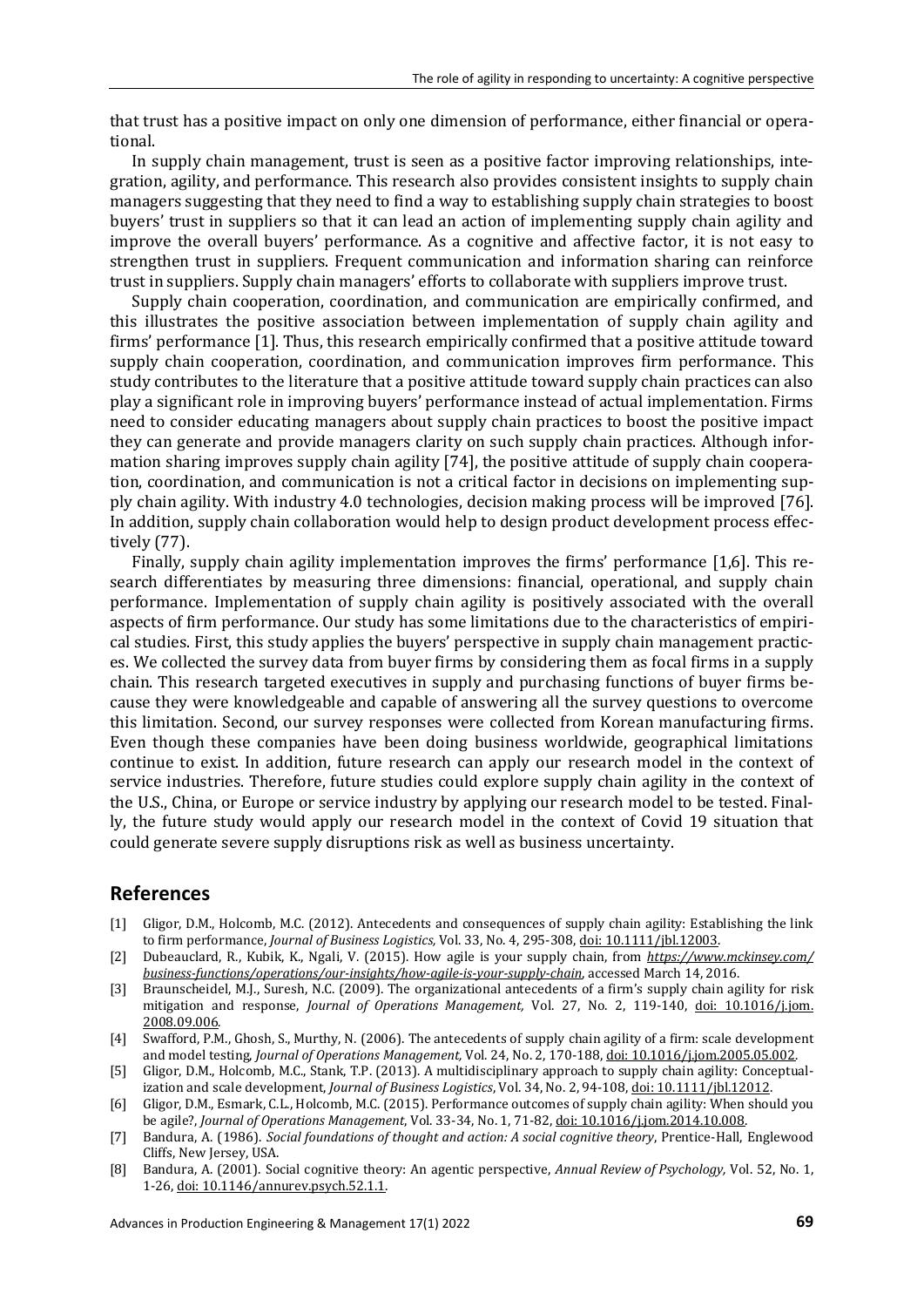that trust has a positive impact on only one dimension of performance, either financial or operational.

In supply chain management, trust is seen as a positive factor improving relationships, integration, agility, and performance. This research also provides consistent insights to supply chain managers suggesting that they need to find a way to establishing supply chain strategies to boost buyers' trust in suppliers so that it can lead an action of implementing supply chain agility and improve the overall buyers' performance. As a cognitive and affective factor, it is not easy to strengthen trust in suppliers. Frequent communication and information sharing can reinforce trust in suppliers. Supply chain managers' efforts to collaborate with suppliers improve trust.

Supply chain cooperation, coordination, and communication are empirically confirmed, and this illustrates the positive association between implementation of supply chain agility and firms' performance [1]. Thus, this research empirically confirmed that a positive attitude toward supply chain cooperation, coordination, and communication improves firm performance. This study contributes to the literature that a positive attitude toward supply chain practices can also play a significant role in improving buyers' performance instead of actual implementation. Firms need to consider educating managers about supply chain practices to boost the positive impact they can generate and provide managers clarity on such supply chain practices. Although information sharing improves supply chain agility [74], the positive attitude of supply chain cooperation, coordination, and communication is not a critical factor in decisions on implementing supply chain agility. With industry 4.0 technologies, decision making process will be improved [76]. In addition, supply chain collaboration would help to design product development process effectively (77).

Finally, supply chain agility implementation improves the firms' performance [1,6]. This research differentiates by measuring three dimensions: financial, operational, and supply chain performance. Implementation of supply chain agility is positively associated with the overall aspects of firm performance. Our study has some limitations due to the characteristics of empirical studies. First, this study applies the buyers' perspective in supply chain management practices. We collected the survey data from buyer firms by considering them as focal firms in a supply chain. This research targeted executives in supply and purchasing functions of buyer firms because they were knowledgeable and capable of answering all the survey questions to overcome this limitation. Second, our survey responses were collected from Korean manufacturing firms. Even though these companies have been doing business worldwide, geographical limitations continue to exist. In addition, future research can apply our research model in the context of service industries. Therefore, future studies could explore supply chain agility in the context of the U.S., China, or Europe or service industry by applying our research model to be tested. Finally, the future study would apply our research model in the context of Covid 19 situation that could generate severe supply disruptions risk as well as business uncertainty.

## References

[1] Gligor, D.M., Holcomb, M.C. (2012). Antecedents and consequences of supply chain agility: Establishing the link to firm performance, *Journal of Business Logistics,* Vol. 33, No. 4, 295-308, doi: 10.1111/jbl.12003.

[2] Dubeauclard, R., Kubik, K., Ngali, V. (2015). How agile is your supply chain, from *https://www.mckinsey.com/business-functions/operations/our-insights/how-agile-is-your-supply-chain*, accessed March 14, 2016.

[3] Braunscheidel, M.J., Suresh, N.C. (2009). The organizational antecedents of a firm's supply chain agility for risk mitigation and response, *Journal of Operations Management,* Vol. 27, No. 2, 119-140, doi: 10.1016/j.jom.2008.09.006.

[4] Swafford, P.M., Ghosh, S., Murthy, N. (2006). The antecedents of supply chain agility of a firm: scale development and model testing, *Journal of Operations Management,* Vol. 24, No. 2, 170-188, doi: 10.1016/j.jom.2005.05.002.

[5] Gligor, D.M., Holcomb, M.C., Stank, T.P. (2013). A multidisciplinary approach to supply chain agility: Conceptualization and scale development, *Journal of Business Logistics*, Vol. 34, No. 2, 94-108, doi: 10.1111/jbl.12012.

[6] Gligor, D.M., Esmark, C.L., Holcomb, M.C. (2015). Performance outcomes of supply chain agility: When should you be agile?, *Journal of Operations Management*, Vol. 33-34, No. 1, 71-82, doi: 10.1016/j.jom.2014.10.008.

[7] Bandura, A. (1986). *Social foundations of thought and action: A social cognitive theory*, Prentice-Hall, Englewood Cliffs, New Jersey, USA.

[8] Bandura, A. (2001). Social cognitive theory: An agentic perspective, *Annual Review of Psychology,* Vol. 52, No. 1, 1-26, doi: 10.1146/annurev.psych.52.1.1.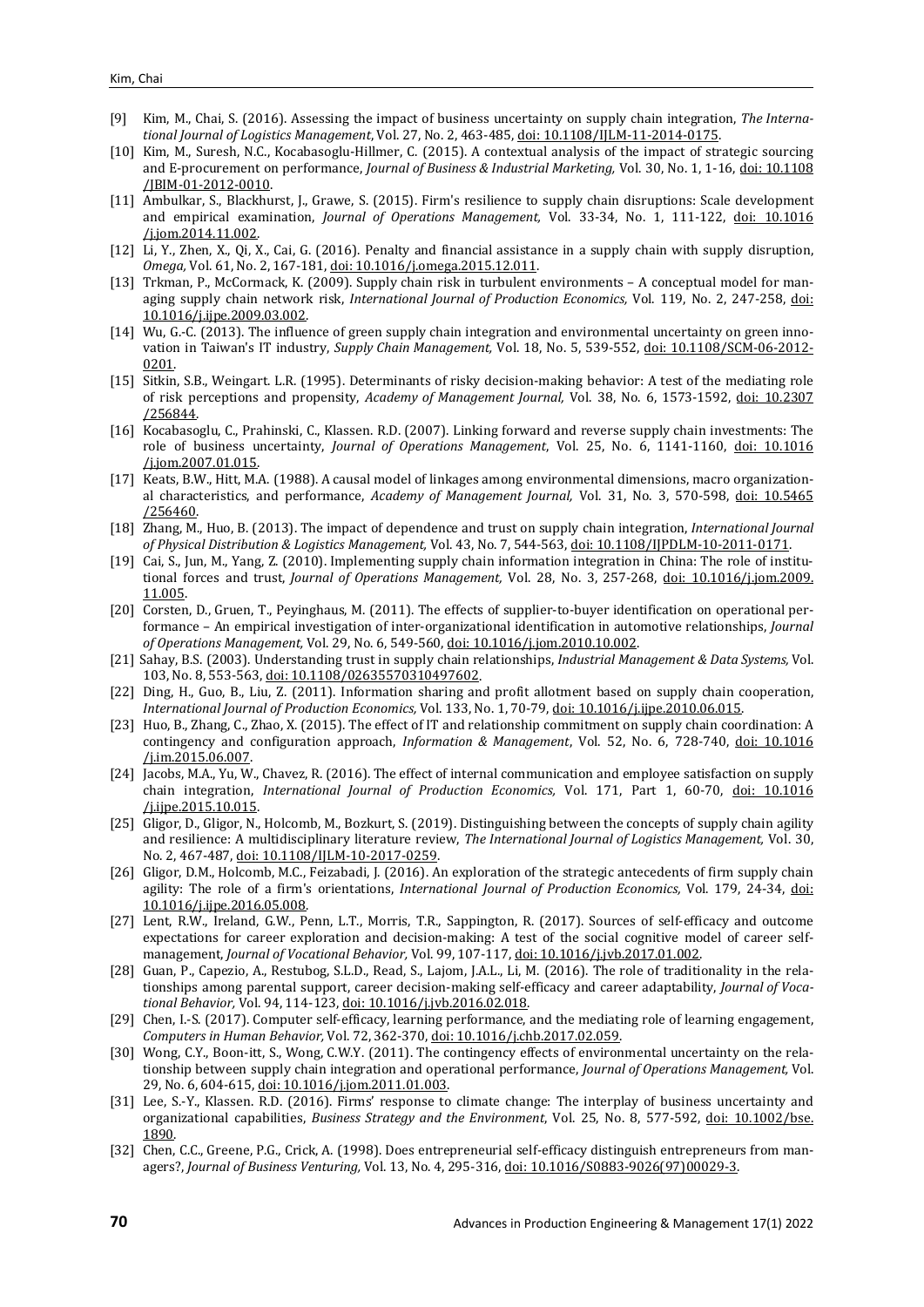[9] Kim, M., Chai, S. (2016). Assessing the impact of business uncertainty on supply chain integration, *The International Journal of Logistics Management*, Vol. 27, No. 2, 463-485, doi: 10.1108/IJLM-11-2014-0175.

[10] Kim, M., Suresh, N.C., Kocabasoglu-Hillmer, C. (2015). A contextual analysis of the impact of strategic sourcing and E-procurement on performance, *Journal of Business & Industrial Marketing,* Vol. 30, No. 1, 1-16, doi: 10.1108/JBIM-01-2012-0010.

[11] Ambulkar, S., Blackhurst, J., Grawe, S. (2015). Firm's resilience to supply chain disruptions: Scale development and empirical examination, *Journal of Operations Management,* Vol. 33-34, No. 1, 111-122, doi: 10.1016/j.jom.2014.11.002.

[12] Li, Y., Zhen, X., Qi, X., Cai, G. (2016). Penalty and financial assistance in a supply chain with supply disruption, *Omega,* Vol. 61, No. 2, 167-181, doi: 10.1016/j.omega.2015.12.011.

[13] Trkman, P., McCormack, K. (2009). Supply chain risk in turbulent environments – A conceptual model for managing supply chain network risk, *International Journal of Production Economics,* Vol. 119, No. 2, 247-258, doi: 10.1016/j.ijpe.2009.03.002.

[14] Wu, G.-C. (2013). The influence of green supply chain integration and environmental uncertainty on green innovation in Taiwan's IT industry, *Supply Chain Management,* Vol. 18, No. 5, 539-552, doi: 10.1108/SCM-06-2012-0201.

[15] Sitkin, S.B., Weingart. L.R. (1995). Determinants of risky decision-making behavior: A test of the mediating role of risk perceptions and propensity, *Academy of Management Journal,* Vol. 38, No. 6, 1573-1592, doi: 10.2307/256844.

[16] Kocabasoglu, C., Prahinski, C., Klassen. R.D. (2007). Linking forward and reverse supply chain investments: The role of business uncertainty, *Journal of Operations Management*, Vol. 25, No. 6, 1141-1160, doi: 10.1016/j.jom.2007.01.015.

[17] Keats, B.W., Hitt, M.A. (1988). A causal model of linkages among environmental dimensions, macro organizational characteristics, and performance, *Academy of Management Journal,* Vol. 31, No. 3, 570-598, doi: 10.5465/256460.

[18] Zhang, M., Huo, B. (2013). The impact of dependence and trust on supply chain integration, *International Journal of Physical Distribution & Logistics Management,* Vol. 43, No. 7, 544-563, doi: 10.1108/IJPDLM-10-2011-0171.

[19] Cai, S., Jun, M., Yang, Z. (2010). Implementing supply chain information integration in China: The role of institutional forces and trust, *Journal of Operations Management,* Vol. 28, No. 3, 257-268, doi: 10.1016/j.jom.2009.11.005.

[20] Corsten, D., Gruen, T., Peyinghaus, M. (2011). The effects of supplier-to-buyer identification on operational performance – An empirical investigation of inter-organizational identification in automotive relationships, *Journal of Operations Management,* Vol. 29, No. 6, 549-560, doi: 10.1016/j.jom.2010.10.002.

[21] Sahay, B.S. (2003). Understanding trust in supply chain relationships, *Industrial Management & Data Systems,* Vol. 103, No. 8, 553-563, doi: 10.1108/02635570310497602.

[22] Ding, H., Guo, B., Liu, Z. (2011). Information sharing and profit allotment based on supply chain cooperation, *International Journal of Production Economics,* Vol. 133, No. 1, 70-79, doi: 10.1016/j.ijpe.2010.06.015.

[23] Huo, B., Zhang, C., Zhao, X. (2015). The effect of IT and relationship commitment on supply chain coordination: A contingency and configuration approach, *Information & Management*, Vol. 52, No. 6, 728-740, doi: 10.1016/j.im.2015.06.007.

[24] Jacobs, M.A., Yu, W., Chavez, R. (2016). The effect of internal communication and employee satisfaction on supply chain integration, *International Journal of Production Economics,* Vol. 171, Part 1, 60-70, doi: 10.1016/j.ijpe.2015.10.015.

[25] Gligor, D., Gligor, N., Holcomb, M., Bozkurt, S. (2019). Distinguishing between the concepts of supply chain agility and resilience: A multidisciplinary literature review, *The International Journal of Logistics Management,* Vol. 30, No. 2, 467-487, doi: 10.1108/IJLM-10-2017-0259.

[26] Gligor, D.M., Holcomb, M.C., Feizabadi, J. (2016). An exploration of the strategic antecedents of firm supply chain agility: The role of a firm's orientations, *International Journal of Production Economics,* Vol. 179, 24-34, doi: 10.1016/j.ijpe.2016.05.008.

[27] Lent, R.W., Ireland, G.W., Penn, L.T., Morris, T.R., Sappington, R. (2017). Sources of self-efficacy and outcome expectations for career exploration and decision-making: A test of the social cognitive model of career self-management, *Journal of Vocational Behavior,* Vol. 99, 107-117, doi: 10.1016/j.jvb.2017.01.002.

[28] Guan, P., Capezio, A., Restubog, S.L.D., Read, S., Lajom, J.A.L., Li, M. (2016). The role of traditionality in the relationships among parental support, career decision-making self-efficacy and career adaptability, *Journal of Vocational Behavior,* Vol. 94, 114-123, doi: 10.1016/j.jvb.2016.02.018.

[29] Chen, I.-S. (2017). Computer self-efficacy, learning performance, and the mediating role of learning engagement, *Computers in Human Behavior,* Vol. 72, 362-370, doi: 10.1016/j.chb.2017.02.059.

[30] Wong, C.Y., Boon-itt, S., Wong, C.W.Y. (2011). The contingency effects of environmental uncertainty on the relationship between supply chain integration and operational performance, *Journal of Operations Management,* Vol. 29, No. 6, 604-615, doi: 10.1016/j.jom.2011.01.003.

[31] Lee, S.-Y., Klassen. R.D. (2016). Firms' response to climate change: The interplay of business uncertainty and organizational capabilities, *Business Strategy and the Environment*, Vol. 25, No. 8, 577-592, doi: 10.1002/bse.1890.

[32] Chen, C.C., Greene, P.G., Crick, A. (1998). Does entrepreneurial self-efficacy distinguish entrepreneurs from managers?, *Journal of Business Venturing,* Vol. 13, No. 4, 295-316, doi: 10.1016/S0883-9026(97)00029-3.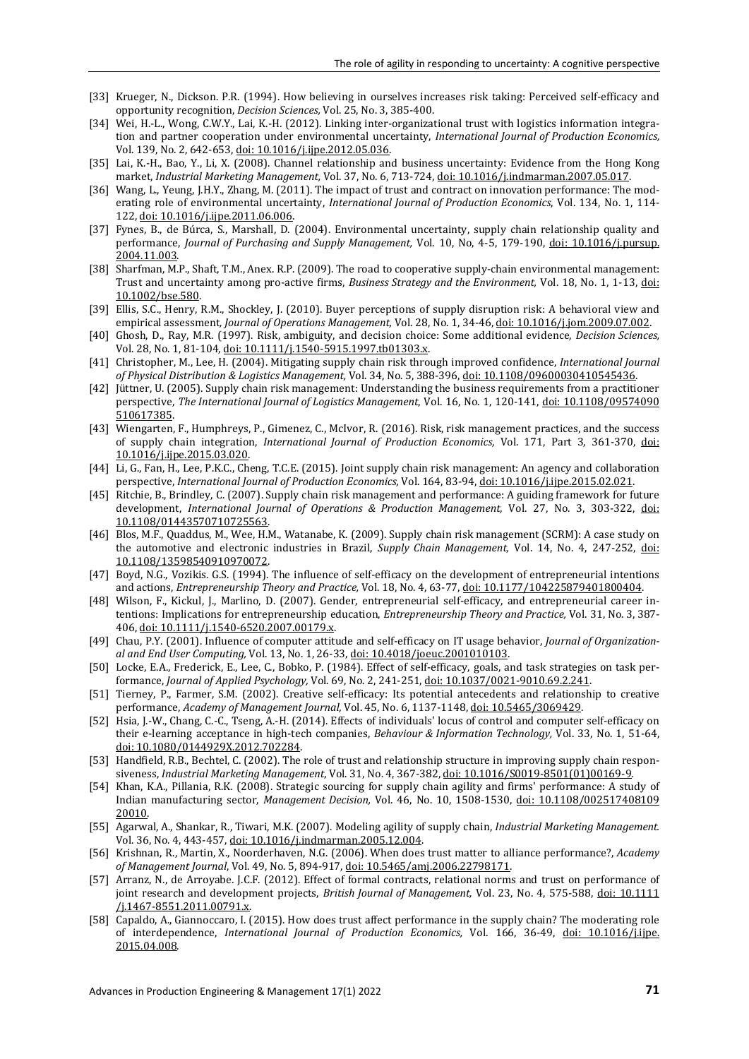[33] Krueger, N., Dickson. P.R. (1994). How believing in ourselves increases risk taking: Perceived self-efficacy and opportunity recognition, *Decision Sciences,* Vol. 25, No. 3, 385-400.

[34] Wei, H.-L., Wong, C.W.Y., Lai, K.-H. (2012). Linking inter-organizational trust with logistics information integration and partner cooperation under environmental uncertainty, *International Journal of Production Economics,* Vol. 139, No. 2, 642-653, doi: 10.1016/j.ijpe.2012.05.036.

[35] Lai, K.-H., Bao, Y., Li, X. (2008). Channel relationship and business uncertainty: Evidence from the Hong Kong market, *Industrial Marketing Management,* Vol. 37, No. 6, 713-724, doi: 10.1016/j.indmarman.2007.05.017.

[36] Wang, L., Yeung, J.H.Y., Zhang, M. (2011). The impact of trust and contract on innovation performance: The moderating role of environmental uncertainty, *International Journal of Production Economics*, Vol. 134, No. 1, 114-122, doi: 10.1016/j.ijpe.2011.06.006.

[37] Fynes, B., de Búrca, S., Marshall, D. (2004). Environmental uncertainty, supply chain relationship quality and performance, *Journal of Purchasing and Supply Management,* Vol. 10, No, 4-5, 179-190, doi: 10.1016/j.pursup.2004.11.003.

[38] Sharfman, M.P., Shaft, T.M., Anex. R.P. (2009). The road to cooperative supply-chain environmental management: Trust and uncertainty among pro-active firms, *Business Strategy and the Environment,* Vol. 18, No. 1, 1-13, doi: 10.1002/bse.580.

[39] Ellis, S.C., Henry, R.M., Shockley, J. (2010). Buyer perceptions of supply disruption risk: A behavioral view and empirical assessment, *Journal of Operations Management,* Vol. 28, No. 1, 34-46, doi: 10.1016/j.jom.2009.07.002.

[40] Ghosh, D., Ray, M.R. (1997). Risk, ambiguity, and decision choice: Some additional evidence, *Decision Sciences,* Vol. 28, No. 1, 81-104, doi: 10.1111/j.1540-5915.1997.tb01303.x.

[41] Christopher, M., Lee, H. (2004). Mitigating supply chain risk through improved confidence, *International Journal of Physical Distribution & Logistics Management,* Vol. 34, No. 5, 388-396, doi: 10.1108/09600030410545436.

[42] Jüttner, U. (2005). Supply chain risk management: Understanding the business requirements from a practitioner perspective, *The International Journal of Logistics Management*, Vol. 16, No. 1, 120-141, doi: 10.1108/09574090510617385.

[43] Wiengarten, F., Humphreys, P., Gimenez, C., McIvor, R. (2016). Risk, risk management practices, and the success of supply chain integration, *International Journal of Production Economics,* Vol. 171, Part 3, 361-370, doi: 10.1016/j.ijpe.2015.03.020.

[44] Li, G., Fan, H., Lee, P.K.C., Cheng, T.C.E. (2015). Joint supply chain risk management: An agency and collaboration perspective, *International Journal of Production Economics,* Vol. 164, 83-94, doi: 10.1016/j.ijpe.2015.02.021.

[45] Ritchie, B., Brindley, C. (2007). Supply chain risk management and performance: A guiding framework for future development, *International Journal of Operations & Production Management,* Vol. 27, No. 3, 303-322, doi: 10.1108/01443570710725563.

[46] Blos, M.F., Quaddus, M., Wee, H.M., Watanabe, K. (2009). Supply chain risk management (SCRM): A case study on the automotive and electronic industries in Brazil, *Supply Chain Management,* Vol. 14, No. 4, 247-252, doi: 10.1108/13598540910970072.

[47] Boyd, N.G., Vozikis. G.S. (1994). The influence of self-efficacy on the development of entrepreneurial intentions and actions, *Entrepreneurship Theory and Practice,* Vol. 18, No. 4, 63-77, doi: 10.1177/104225879401800404.

[48] Wilson, F., Kickul, J., Marlino, D. (2007). Gender, entrepreneurial self-efficacy, and entrepreneurial career intentions: Implications for entrepreneurship education, *Entrepreneurship Theory and Practice,* Vol. 31, No. 3, 387-406, doi: 10.1111/j.1540-6520.2007.00179.x.

[49] Chau, P.Y. (2001). Influence of computer attitude and self-efficacy on IT usage behavior, *Journal of Organizational and End User Computing,* Vol. 13, No. 1, 26-33, doi: 10.4018/joeuc.2001010103.

[50] Locke, E.A., Frederick, E., Lee, C., Bobko, P. (1984). Effect of self-efficacy, goals, and task strategies on task performance, *Journal of Applied Psychology,* Vol. 69, No. 2, 241-251, doi: 10.1037/0021-9010.69.2.241.

[51] Tierney, P., Farmer, S.M. (2002). Creative self-efficacy: Its potential antecedents and relationship to creative performance, *Academy of Management Journal,* Vol. 45, No. 6, 1137-1148, doi: 10.5465/3069429.

[52] Hsia, J.-W., Chang, C.-C., Tseng, A.-H. (2014). Effects of individuals' locus of control and computer self-efficacy on their e-learning acceptance in high-tech companies, *Behaviour & Information Technology,* Vol. 33, No. 1, 51-64, doi: 10.1080/0144929X.2012.702284.

[53] Handfield, R.B., Bechtel, C. (2002). The role of trust and relationship structure in improving supply chain responsiveness, *Industrial Marketing Management*, Vol. 31, No. 4, 367-382, doi: 10.1016/S0019-8501(01)00169-9.

[54] Khan, K.A., Pillania, R.K. (2008). Strategic sourcing for supply chain agility and firms' performance: A study of Indian manufacturing sector, *Management Decision,* Vol. 46, No. 10, 1508-1530, doi: 10.1108/00251740810920010.

[55] Agarwal, A., Shankar, R., Tiwari, M.K. (2007). Modeling agility of supply chain, *Industrial Marketing Management.* Vol. 36, No. 4, 443-457, doi: 10.1016/j.indmarman.2005.12.004.

[56] Krishnan, R., Martin, X., Noorderhaven, N.G. (2006). When does trust matter to alliance performance?, *Academy of Management Journal*, Vol. 49, No. 5, 894-917, doi: 10.5465/amj.2006.22798171.

[57] Arranz, N., de Arroyabe. J.C.F. (2012). Effect of formal contracts, relational norms and trust on performance of joint research and development projects, *British Journal of Management,* Vol. 23, No. 4, 575-588, doi: 10.1111/j.1467-8551.2011.00791.x.

[58] Capaldo, A., Giannoccaro, I. (2015). How does trust affect performance in the supply chain? The moderating role of interdependence, *International Journal of Production Economics,* Vol. 166, 36-49, doi: 10.1016/j.ijpe.2015.04.008.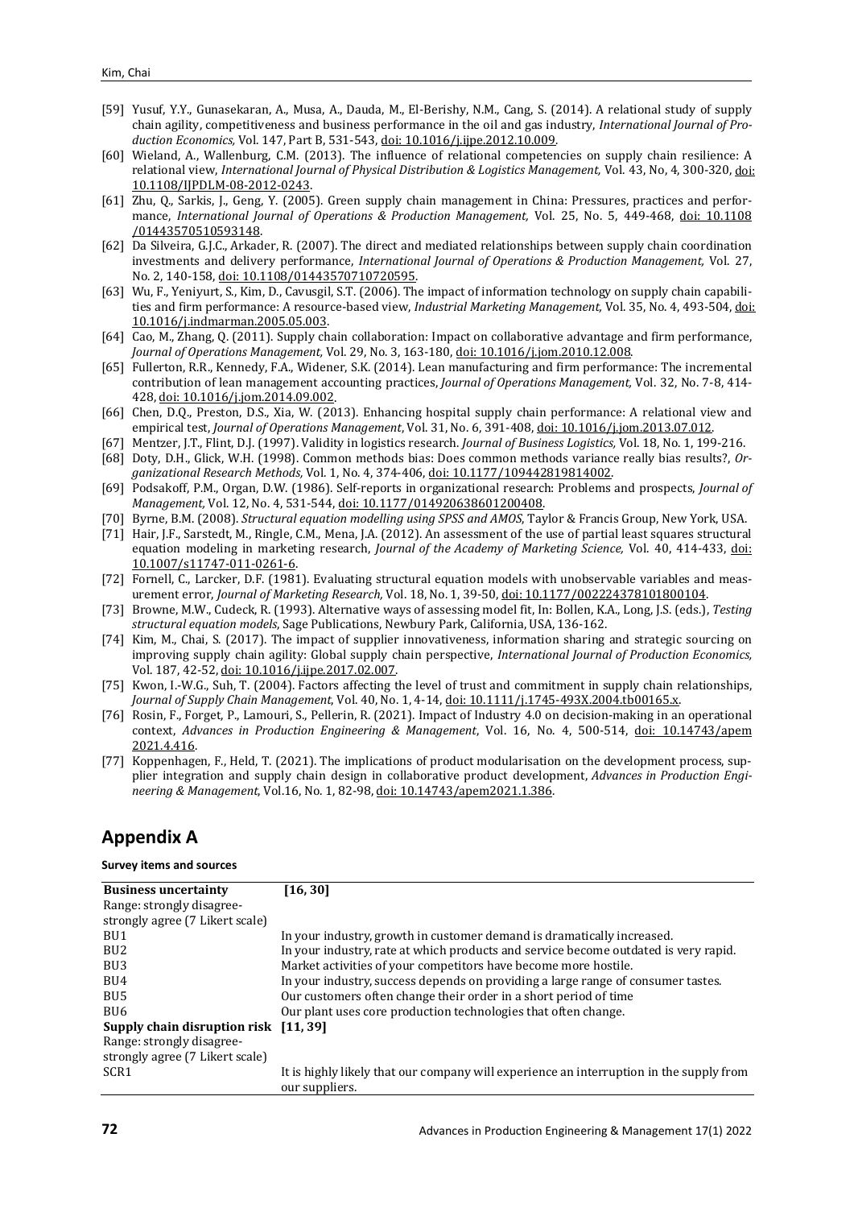[59] Yusuf, Y.Y., Gunasekaran, A., Musa, A., Dauda, M., El-Berishy, N.M., Cang, S. (2014). A relational study of supply chain agility, competitiveness and business performance in the oil and gas industry, *International Journal of Production Economics,* Vol. 147, Part B, 531-543, doi: 10.1016/j.ijpe.2012.10.009.

[60] Wieland, A., Wallenburg, C.M. (2013). The influence of relational competencies on supply chain resilience: A relational view, *International Journal of Physical Distribution & Logistics Management,* Vol. 43, No, 4, 300-320, doi: 10.1108/IJPDLM-08-2012-0243.

[61] Zhu, Q., Sarkis, J., Geng, Y. (2005). Green supply chain management in China: Pressures, practices and performance, *International Journal of Operations & Production Management,* Vol. 25, No. 5, 449-468, doi: 10.1108/01443570510593148.

[62] Da Silveira, G.J.C., Arkader, R. (2007). The direct and mediated relationships between supply chain coordination investments and delivery performance, *International Journal of Operations & Production Management,* Vol. 27, No. 2, 140-158, doi: 10.1108/01443570710720595.

[63] Wu, F., Yeniyurt, S., Kim, D., Cavusgil, S.T. (2006). The impact of information technology on supply chain capabilities and firm performance: A resource-based view, *Industrial Marketing Management,* Vol. 35, No. 4, 493-504, doi: 10.1016/j.indmarman.2005.05.003.

[64] Cao, M., Zhang, Q. (2011). Supply chain collaboration: Impact on collaborative advantage and firm performance, *Journal of Operations Management,* Vol. 29, No. 3, 163-180, doi: 10.1016/j.jom.2010.12.008.

[65] Fullerton, R.R., Kennedy, F.A., Widener, S.K. (2014). Lean manufacturing and firm performance: The incremental contribution of lean management accounting practices, *Journal of Operations Management,* Vol. 32, No. 7-8, 414-428, doi: 10.1016/j.jom.2014.09.002.

[66] Chen, D.Q., Preston, D.S., Xia, W. (2013). Enhancing hospital supply chain performance: A relational view and empirical test, *Journal of Operations Management*, Vol. 31, No. 6, 391-408, doi: 10.1016/j.jom.2013.07.012.

[67] Mentzer, J.T., Flint, D.J. (1997). Validity in logistics research. *Journal of Business Logistics,* Vol. 18, No. 1, 199-216.

[68] Doty, D.H., Glick, W.H. (1998). Common methods bias: Does common methods variance really bias results?, *Organizational Research Methods,* Vol. 1, No. 4, 374-406, doi: 10.1177/109442819814002.

[69] Podsakoff, P.M., Organ, D.W. (1986). Self-reports in organizational research: Problems and prospects, *Journal of Management,* Vol. 12, No. 4, 531-544, doi: 10.1177/014920638601200408.

[70] Byrne, B.M. (2008). *Structural equation modelling using SPSS and AMOS*, Taylor & Francis Group, New York, USA.

[71] Hair, J.F., Sarstedt, M., Ringle, C.M., Mena, J.A. (2012). An assessment of the use of partial least squares structural equation modeling in marketing research, *Journal of the Academy of Marketing Science,* Vol. 40, 414-433, doi: 10.1007/s11747-011-0261-6.

[72] Fornell, C., Larcker, D.F. (1981). Evaluating structural equation models with unobservable variables and measurement error, *Journal of Marketing Research,* Vol. 18, No. 1, 39-50, doi: 10.1177/002224378101800104.

[73] Browne, M.W., Cudeck, R. (1993). Alternative ways of assessing model fit, In: Bollen, K.A., Long, J.S. (eds.), *Testing structural equation models*, Sage Publications, Newbury Park, California, USA, 136-162.

[74] Kim, M., Chai, S. (2017). The impact of supplier innovativeness, information sharing and strategic sourcing on improving supply chain agility: Global supply chain perspective, *International Journal of Production Economics,* Vol. 187, 42-52, doi: 10.1016/j.ijpe.2017.02.007.

[75] Kwon, I.-W.G., Suh, T. (2004). Factors affecting the level of trust and commitment in supply chain relationships, *Journal of Supply Chain Management*, Vol. 40, No. 1, 4-14, doi: 10.1111/j.1745-493X.2004.tb00165.x.

[76] Rosin, F., Forget, P., Lamouri, S., Pellerin, R. (2021). Impact of Industry 4.0 on decision-making in an operational context, *Advances in Production Engineering & Management*, Vol. 16, No. 4, 500-514, doi: 10.14743/apem2021.4.416.

[77] Koppenhagen, F., Held, T. (2021). The implications of product modularisation on the development process, supplier integration and supply chain design in collaborative product development, *Advances in Production Engineering & Management*, Vol.16, No. 1, 82-98, doi: 10.14743/apem2021.1.386.

## Appendix A

**Survey items and sources**

| **Business uncertainty** | **[16, 30]** |
|---|---|
| Range: strongly disagree-strongly agree (7 Likert scale) | |
| BU1 | In your industry, growth in customer demand is dramatically increased. |
| BU2 | In your industry, rate at which products and service become outdated is very rapid. |
| BU3 | Market activities of your competitors have become more hostile. |
| BU4 | In your industry, success depends on providing a large range of consumer tastes. |
| BU5 | Our customers often change their order in a short period of time |
| BU6 | Our plant uses core production technologies that often change. |
| **Supply chain disruption risk** | **[11, 39]** |
| Range: strongly disagree-strongly agree (7 Likert scale) | |
| SCR1 | It is highly likely that our company will experience an interruption in the supply from our suppliers. |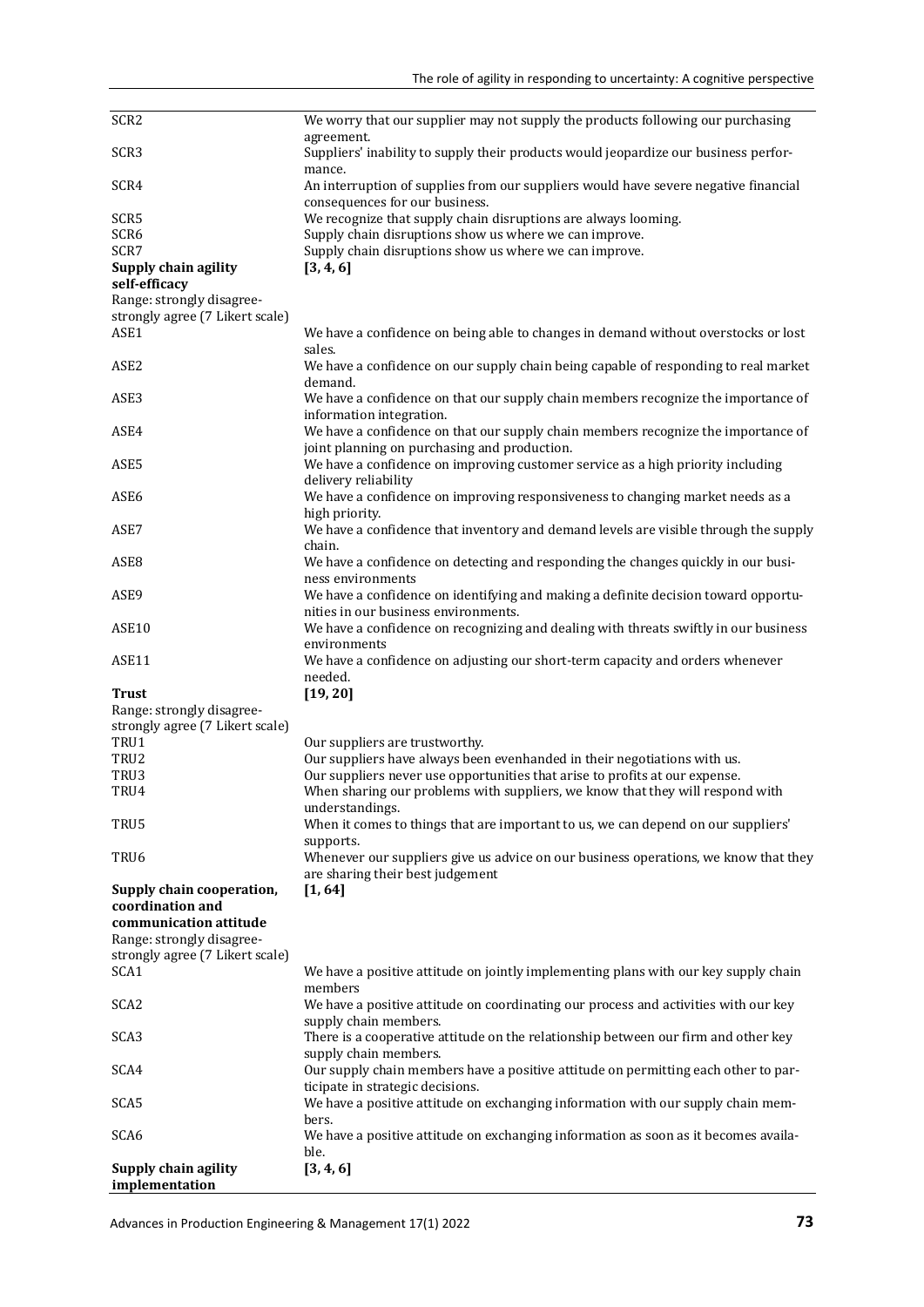| | |
|---|---|
| SCR2 | We worry that our supplier may not supply the products following our purchasing agreement. |
| SCR3 | Suppliers' inability to supply their products would jeopardize our business performance. |
| SCR4 | An interruption of supplies from our suppliers would have severe negative financial consequences for our business. |
| SCR5 | We recognize that supply chain disruptions are always looming. |
| SCR6 | Supply chain disruptions show us where we can improve. |
| SCR7 | Supply chain disruptions show us where we can improve. |
| **Supply chain agility self-efficacy**<br>Range: strongly disagree-strongly agree (7 Likert scale) | **[3, 4, 6]** |
| ASE1 | We have a confidence on being able to changes in demand without overstocks or lost sales. |
| ASE2 | We have a confidence on our supply chain being capable of responding to real market demand. |
| ASE3 | We have a confidence on that our supply chain members recognize the importance of information integration. |
| ASE4 | We have a confidence on that our supply chain members recognize the importance of joint planning on purchasing and production. |
| ASE5 | We have a confidence on improving customer service as a high priority including delivery reliability |
| ASE6 | We have a confidence on improving responsiveness to changing market needs as a high priority. |
| ASE7 | We have a confidence that inventory and demand levels are visible through the supply chain. |
| ASE8 | We have a confidence on detecting and responding the changes quickly in our business environments |
| ASE9 | We have a confidence on identifying and making a definite decision toward opportunities in our business environments. |
| ASE10 | We have a confidence on recognizing and dealing with threats swiftly in our business environments |
| ASE11 | We have a confidence on adjusting our short-term capacity and orders whenever needed. |
| **Trust**<br>Range: strongly disagree-strongly agree (7 Likert scale) | **[19, 20]** |
| TRU1 | Our suppliers are trustworthy. |
| TRU2 | Our suppliers have always been evenhanded in their negotiations with us. |
| TRU3 | Our suppliers never use opportunities that arise to profits at our expense. |
| TRU4 | When sharing our problems with suppliers, we know that they will respond with understandings. |
| TRU5 | When it comes to things that are important to us, we can depend on our suppliers' supports. |
| TRU6 | Whenever our suppliers give us advice on our business operations, we know that they are sharing their best judgement |
| **Supply chain cooperation, coordination and communication attitude**<br>Range: strongly disagree-strongly agree (7 Likert scale) | **[1, 64]** |
| SCA1 | We have a positive attitude on jointly implementing plans with our key supply chain members |
| SCA2 | We have a positive attitude on coordinating our process and activities with our key supply chain members. |
| SCA3 | There is a cooperative attitude on the relationship between our firm and other key supply chain members. |
| SCA4 | Our supply chain members have a positive attitude on permitting each other to participate in strategic decisions. |
| SCA5 | We have a positive attitude on exchanging information with our supply chain members. |
| SCA6 | We have a positive attitude on exchanging information as soon as it becomes available. |
| **Supply chain agility implementation** | **[3, 4, 6]** |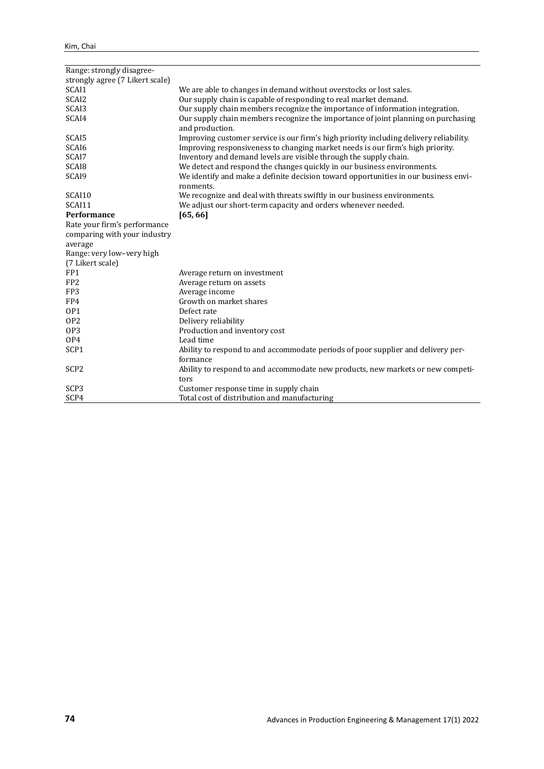| | |
|---|---|
| Range: strongly disagree-strongly agree (7 Likert scale) | |
| SCAI1 | We are able to changes in demand without overstocks or lost sales. |
| SCAI2 | Our supply chain is capable of responding to real market demand. |
| SCAI3 | Our supply chain members recognize the importance of information integration. |
| SCAI4 | Our supply chain members recognize the importance of joint planning on purchasing and production. |
| SCAI5 | Improving customer service is our firm's high priority including delivery reliability. |
| SCAI6 | Improving responsiveness to changing market needs is our firm's high priority. |
| SCAI7 | Inventory and demand levels are visible through the supply chain. |
| SCAI8 | We detect and respond the changes quickly in our business environments. |
| SCAI9 | We identify and make a definite decision toward opportunities in our business environments. |
| SCAI10 | We recognize and deal with threats swiftly in our business environments. |
| SCAI11 | We adjust our short-term capacity and orders whenever needed. |
| **Performance** | **[65, 66]** |
| Rate your firm's performance comparing with your industry average<br>Range: very low–very high (7 Likert scale) | |
| FP1 | Average return on investment |
| FP2 | Average return on assets |
| FP3 | Average income |
| FP4 | Growth on market shares |
| OP1 | Defect rate |
| OP2 | Delivery reliability |
| OP3 | Production and inventory cost |
| OP4 | Lead time |
| SCP1 | Ability to respond to and accommodate periods of poor supplier and delivery performance |
| SCP2 | Ability to respond to and accommodate new products, new markets or new competitors |
| SCP3 | Customer response time in supply chain |
| SCP4 | Total cost of distribution and manufacturing |